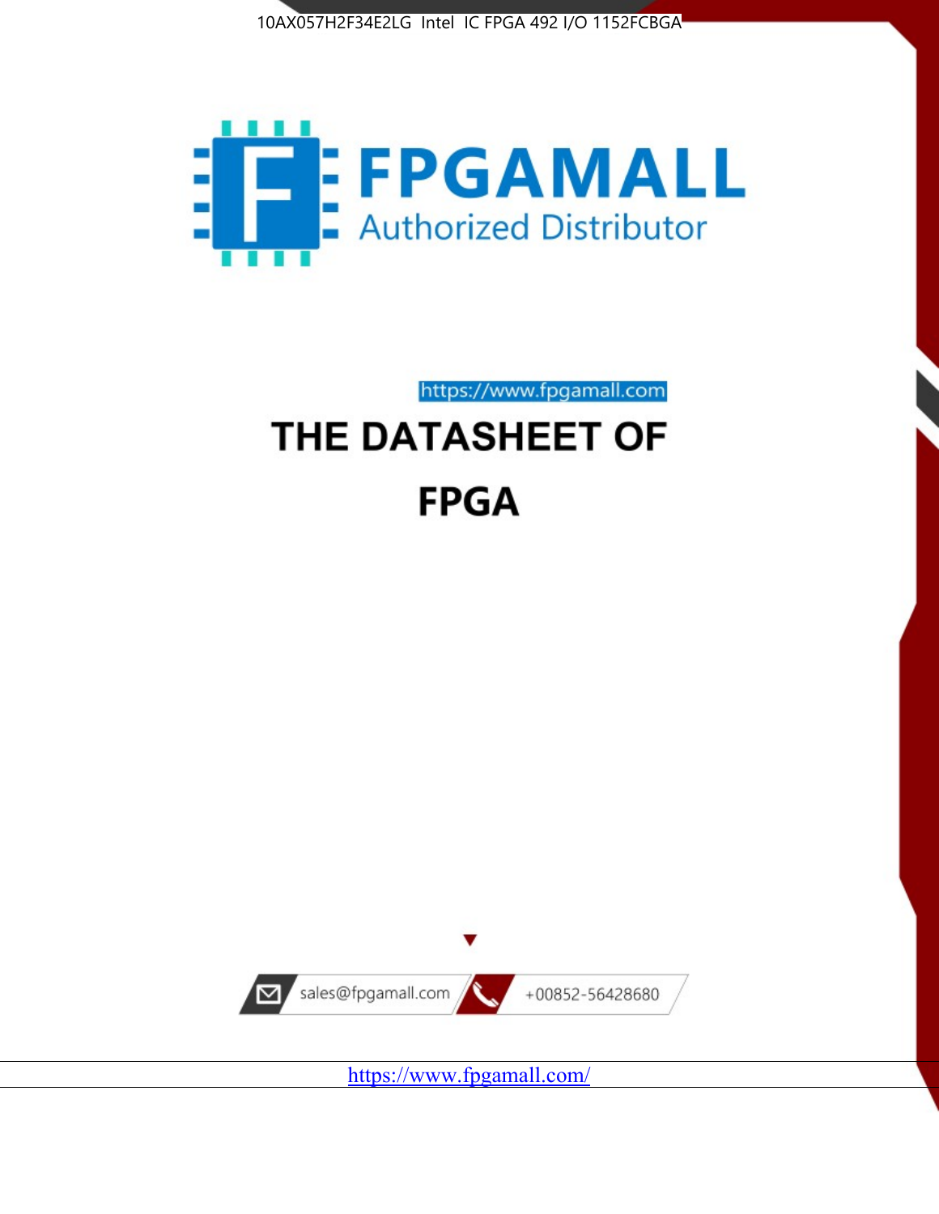10AX057H2F34E2LG Intel IC FPGA 492 I/O 1152FCBGA

FPGAMALL

Authorized Distributor

https://www.fpgamall.com

# THE DATASHEET OF

# FPGA

sales@fpgamall.com

+00852-56428680

https://www.fpgamall.com/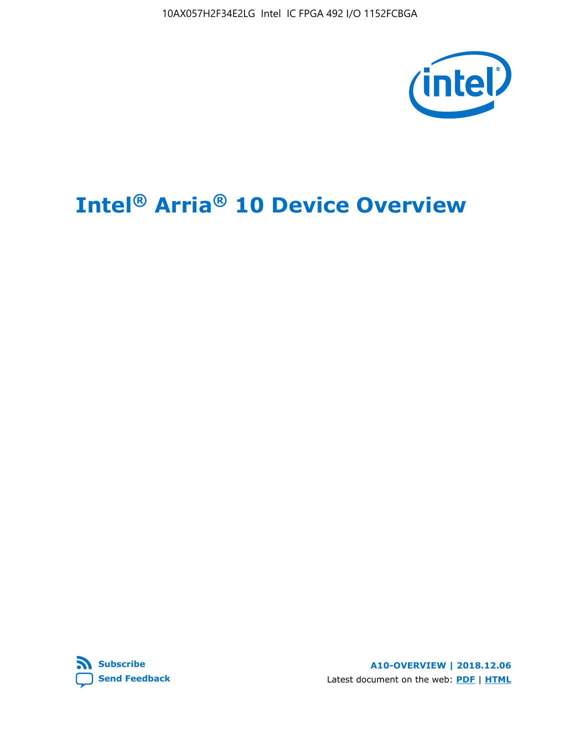# Intel® Arria® 10 Device Overview

**Subscribe**

**Send Feedback**

**A10-OVERVIEW | 2018.12.06**

Latest document on the web: **PDF** | **HTML**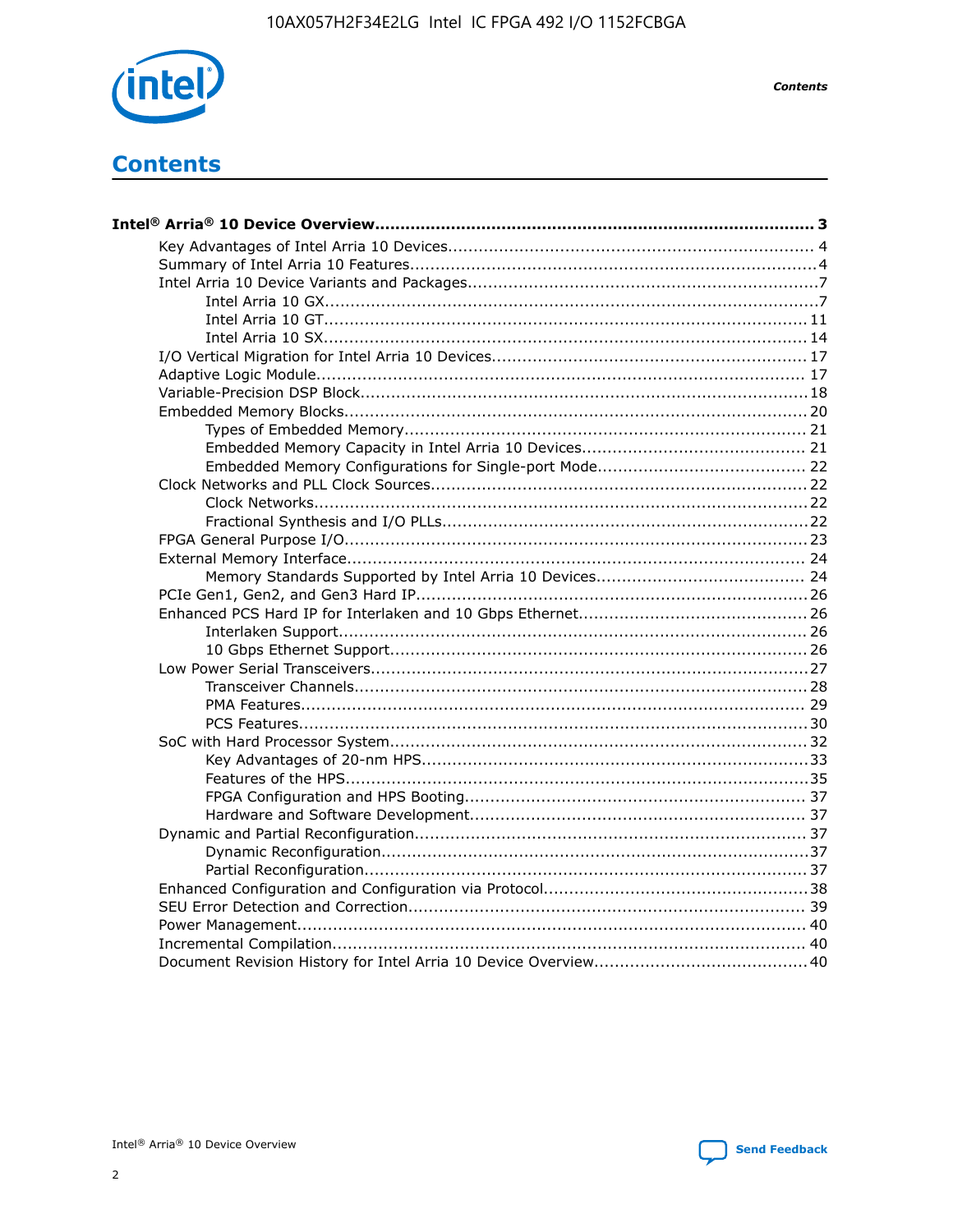# Contents

**Intel® Arria® 10 Device Overview....................................................................................... 3**

- Key Advantages of Intel Arria 10 Devices........................................................................ 4
- Summary of Intel Arria 10 Features................................................................................4
- Intel Arria 10 Device Variants and Packages.....................................................................7
    - Intel Arria 10 GX.................................................................................................7
    - Intel Arria 10 GT............................................................................................... 11
    - Intel Arria 10 SX............................................................................................... 14
- I/O Vertical Migration for Intel Arria 10 Devices.............................................................. 17
- Adaptive Logic Module................................................................................................ 17
- Variable-Precision DSP Block........................................................................................18
- Embedded Memory Blocks........................................................................................... 20
    - Types of Embedded Memory............................................................................... 21
    - Embedded Memory Capacity in Intel Arria 10 Devices............................................ 21
    - Embedded Memory Configurations for Single-port Mode......................................... 22
- Clock Networks and PLL Clock Sources.........................................................................22
    - Clock Networks.................................................................................................22
    - Fractional Synthesis and I/O PLLs........................................................................22
- FPGA General Purpose I/O.......................................................................................... 23
- External Memory Interface.......................................................................................... 24
    - Memory Standards Supported by Intel Arria 10 Devices......................................... 24
- PCIe Gen1, Gen2, and Gen3 Hard IP............................................................................. 26
- Enhanced PCS Hard IP for Interlaken and 10 Gbps Ethernet............................................. 26
    - Interlaken Support............................................................................................ 26
    - 10 Gbps Ethernet Support.................................................................................. 26
- Low Power Serial Transceivers.....................................................................................27
    - Transceiver Channels.........................................................................................28
    - PMA Features................................................................................................... 29
    - PCS Features....................................................................................................30
- SoC with Hard Processor System.................................................................................. 32
    - Key Advantages of 20-nm HPS............................................................................33
    - Features of the HPS...........................................................................................35
    - FPGA Configuration and HPS Booting................................................................... 37
    - Hardware and Software Development.................................................................. 37
- Dynamic and Partial Reconfiguration............................................................................. 37
    - Dynamic Reconfiguration....................................................................................37
    - Partial Reconfiguration.......................................................................................37
- Enhanced Configuration and Configuration via Protocol....................................................38
- SEU Error Detection and Correction.............................................................................. 39
- Power Management.................................................................................................... 40
- Incremental Compilation............................................................................................. 40
- Document Revision History for Intel Arria 10 Device Overview..........................................40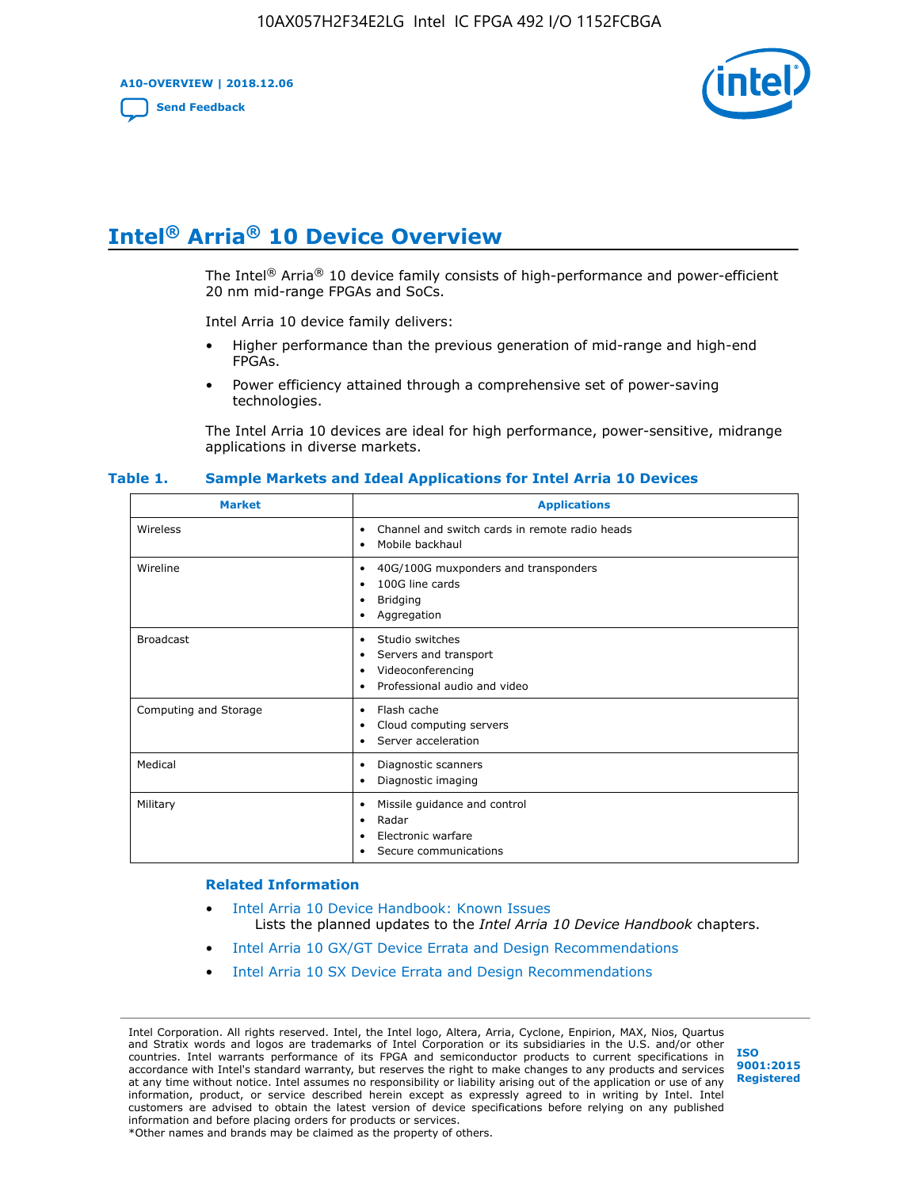# Intel® Arria® 10 Device Overview

The Intel® Arria® 10 device family consists of high-performance and power-efficient 20 nm mid-range FPGAs and SoCs.

Intel Arria 10 device family delivers:

- Higher performance than the previous generation of mid-range and high-end FPGAs.
- Power efficiency attained through a comprehensive set of power-saving technologies.

The Intel Arria 10 devices are ideal for high performance, power-sensitive, midrange applications in diverse markets.

**Table 1. Sample Markets and Ideal Applications for Intel Arria 10 Devices**

| Market | Applications |
| --- | --- |
| Wireless | • Channel and switch cards in remote radio heads<br>• Mobile backhaul |
| Wireline | • 40G/100G muxponders and transponders<br>• 100G line cards<br>• Bridging<br>• Aggregation |
| Broadcast | • Studio switches<br>• Servers and transport<br>• Videoconferencing<br>• Professional audio and video |
| Computing and Storage | • Flash cache<br>• Cloud computing servers<br>• Server acceleration |
| Medical | • Diagnostic scanners<br>• Diagnostic imaging |
| Military | • Missile guidance and control<br>• Radar<br>• Electronic warfare<br>• Secure communications |

### Related Information

- Intel Arria 10 Device Handbook: Known Issues
  Lists the planned updates to the *Intel Arria 10 Device Handbook* chapters.
- Intel Arria 10 GX/GT Device Errata and Design Recommendations
- Intel Arria 10 SX Device Errata and Design Recommendations

Intel Corporation. All rights reserved. Intel, the Intel logo, Altera, Arria, Cyclone, Enpirion, MAX, Nios, Quartus and Stratix words and logos are trademarks of Intel Corporation or its subsidiaries in the U.S. and/or other countries. Intel warrants performance of its FPGA and semiconductor products to current specifications in accordance with Intel's standard warranty, but reserves the right to make changes to any products and services at any time without notice. Intel assumes no responsibility or liability arising out of the application or use of any information, product, or service described herein except as expressly agreed to in writing by Intel. Intel customers are advised to obtain the latest version of device specifications before relying on any published information and before placing orders for products or services.
*Other names and brands may be claimed as the property of others.

ISO 9001:2015 Registered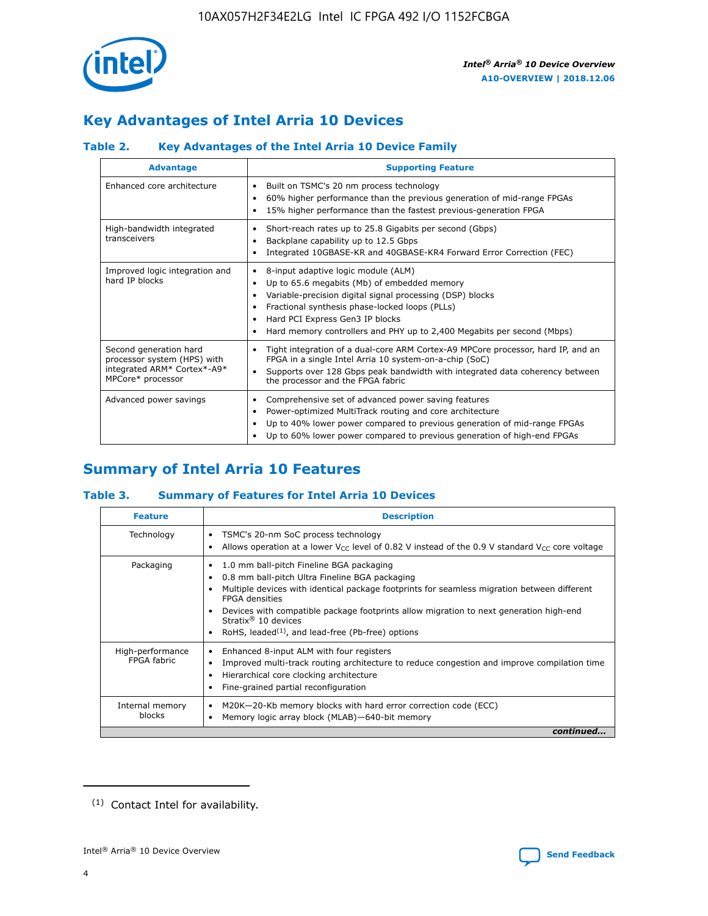## Key Advantages of Intel Arria 10 Devices

### Table 2. Key Advantages of the Intel Arria 10 Device Family

| Advantage | Supporting Feature |
| --- | --- |
| Enhanced core architecture | • Built on TSMC's 20 nm process technology<br>• 60% higher performance than the previous generation of mid-range FPGAs<br>• 15% higher performance than the fastest previous-generation FPGA |
| High-bandwidth integrated transceivers | • Short-reach rates up to 25.8 Gigabits per second (Gbps)<br>• Backplane capability up to 12.5 Gbps<br>• Integrated 10GBASE-KR and 40GBASE-KR4 Forward Error Correction (FEC) |
| Improved logic integration and hard IP blocks | • 8-input adaptive logic module (ALM)<br>• Up to 65.6 megabits (Mb) of embedded memory<br>• Variable-precision digital signal processing (DSP) blocks<br>• Fractional synthesis phase-locked loops (PLLs)<br>• Hard PCI Express Gen3 IP blocks<br>• Hard memory controllers and PHY up to 2,400 Megabits per second (Mbps) |
| Second generation hard processor system (HPS) with integrated ARM* Cortex*-A9* MPCore* processor | • Tight integration of a dual-core ARM Cortex-A9 MPCore processor, hard IP, and an FPGA in a single Intel Arria 10 system-on-a-chip (SoC)<br>• Supports over 128 Gbps peak bandwidth with integrated data coherency between the processor and the FPGA fabric |
| Advanced power savings | • Comprehensive set of advanced power saving features<br>• Power-optimized MultiTrack routing and core architecture<br>• Up to 40% lower power compared to previous generation of mid-range FPGAs<br>• Up to 60% lower power compared to previous generation of high-end FPGAs |

## Summary of Intel Arria 10 Features

### Table 3. Summary of Features for Intel Arria 10 Devices

| Feature | Description |
| --- | --- |
| Technology | • TSMC's 20-nm SoC process technology<br>• Allows operation at a lower $V_{CC}$ level of 0.82 V instead of the 0.9 V standard $V_{CC}$ core voltage |
| Packaging | • 1.0 mm ball-pitch Fineline BGA packaging<br>• 0.8 mm ball-pitch Ultra Fineline BGA packaging<br>• Multiple devices with identical package footprints for seamless migration between different FPGA densities<br>• Devices with compatible package footprints allow migration to next generation high-end Stratix® 10 devices<br>• RoHS, leaded[(1)], and lead-free (Pb-free) options |
| High-performance FPGA fabric | • Enhanced 8-input ALM with four registers<br>• Improved multi-track routing architecture to reduce congestion and improve compilation time<br>• Hierarchical core clocking architecture<br>• Fine-grained partial reconfiguration |
| Internal memory blocks | • M20K—20-Kb memory blocks with hard error correction code (ECC)<br>• Memory logic array block (MLAB)—640-bit memory |

*continued...*

(1) Contact Intel for availability.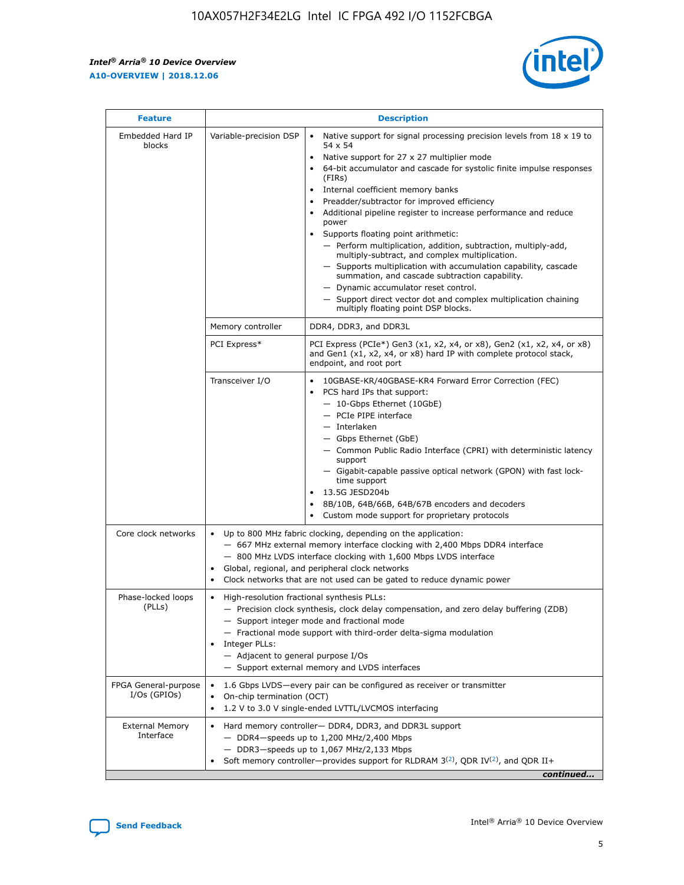| Feature | Description | |
|---|---|---|
| Embedded Hard IP blocks | Variable-precision DSP | • Native support for signal processing precision levels from 18 x 19 to 54 x 54<br>• Native support for 27 x 27 multiplier mode<br>• 64-bit accumulator and cascade for systolic finite impulse responses (FIRs)<br>• Internal coefficient memory banks<br>• Preadder/subtractor for improved efficiency<br>• Additional pipeline register to increase performance and reduce power<br>• Supports floating point arithmetic:<br>— Perform multiplication, addition, subtraction, multiply-add, multiply-subtract, and complex multiplication.<br>— Supports multiplication with accumulation capability, cascade summation, and cascade subtraction capability.<br>— Dynamic accumulator reset control.<br>— Support direct vector dot and complex multiplication chaining multiply floating point DSP blocks. |
| | Memory controller | DDR4, DDR3, and DDR3L |
| | PCI Express* | PCI Express (PCIe*) Gen3 (x1, x2, x4, or x8), Gen2 (x1, x2, x4, or x8) and Gen1 (x1, x2, x4, or x8) hard IP with complete protocol stack, endpoint, and root port |
| | Transceiver I/O | • 10GBASE-KR/40GBASE-KR4 Forward Error Correction (FEC)<br>• PCS hard IPs that support:<br>— 10-Gbps Ethernet (10GbE)<br>— PCIe PIPE interface<br>— Interlaken<br>— Gbps Ethernet (GbE)<br>— Common Public Radio Interface (CPRI) with deterministic latency support<br>— Gigabit-capable passive optical network (GPON) with fast lock-time support<br>• 13.5G JESD204b<br>• 8B/10B, 64B/66B, 64B/67B encoders and decoders<br>• Custom mode support for proprietary protocols |
| Core clock networks | • Up to 800 MHz fabric clocking, depending on the application:<br>— 667 MHz external memory interface clocking with 2,400 Mbps DDR4 interface<br>— 800 MHz LVDS interface clocking with 1,600 Mbps LVDS interface<br>• Global, regional, and peripheral clock networks<br>• Clock networks that are not used can be gated to reduce dynamic power | |
| Phase-locked loops (PLLs) | • High-resolution fractional synthesis PLLs:<br>— Precision clock synthesis, clock delay compensation, and zero delay buffering (ZDB)<br>— Support integer mode and fractional mode<br>— Fractional mode support with third-order delta-sigma modulation<br>• Integer PLLs:<br>— Adjacent to general purpose I/Os<br>— Support external memory and LVDS interfaces | |
| FPGA General-purpose I/Os (GPIOs) | • 1.6 Gbps LVDS—every pair can be configured as receiver or transmitter<br>• On-chip termination (OCT)<br>• 1.2 V to 3.0 V single-ended LVTTL/LVCMOS interfacing | |
| External Memory Interface | • Hard memory controller— DDR4, DDR3, and DDR3L support<br>— DDR4—speeds up to 1,200 MHz/2,400 Mbps<br>— DDR3—speeds up to 1,067 MHz/2,133 Mbps<br>• Soft memory controller—provides support for RLDRAM 3[(2)], QDR IV[(2)], and QDR II+ | |

*continued...*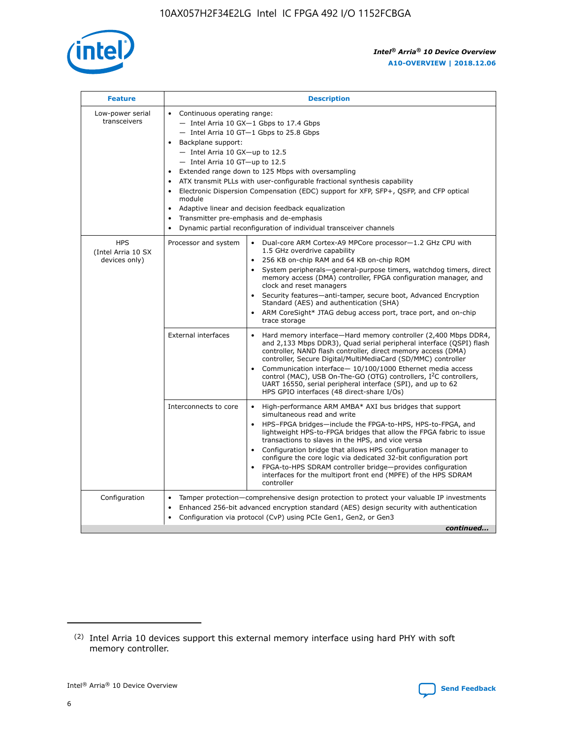| Feature | Description | |
|---|---|---|
| Low-power serial transceivers | • Continuous operating range:<br>— Intel Arria 10 GX—1 Gbps to 17.4 Gbps<br>— Intel Arria 10 GT—1 Gbps to 25.8 Gbps<br>• Backplane support:<br>— Intel Arria 10 GX—up to 12.5<br>— Intel Arria 10 GT—up to 12.5<br>• Extended range down to 125 Mbps with oversampling<br>• ATX transmit PLLs with user-configurable fractional synthesis capability<br>• Electronic Dispersion Compensation (EDC) support for XFP, SFP+, QSFP, and CFP optical module<br>• Adaptive linear and decision feedback equalization<br>• Transmitter pre-emphasis and de-emphasis<br>• Dynamic partial reconfiguration of individual transceiver channels | |
| HPS (Intel Arria 10 SX devices only) | Processor and system | • Dual-core ARM Cortex-A9 MPCore processor—1.2 GHz CPU with 1.5 GHz overdrive capability<br>• 256 KB on-chip RAM and 64 KB on-chip ROM<br>• System peripherals—general-purpose timers, watchdog timers, direct memory access (DMA) controller, FPGA configuration manager, and clock and reset managers<br>• Security features—anti-tamper, secure boot, Advanced Encryption Standard (AES) and authentication (SHA)<br>• ARM CoreSight* JTAG debug access port, trace port, and on-chip trace storage |
| | External interfaces | • Hard memory interface—Hard memory controller (2,400 Mbps DDR4, and 2,133 Mbps DDR3), Quad serial peripheral interface (QSPI) flash controller, NAND flash controller, direct memory access (DMA) controller, Secure Digital/MultiMediaCard (SD/MMC) controller<br>• Communication interface— 10/100/1000 Ethernet media access control (MAC), USB On-The-GO (OTG) controllers, I²C controllers, UART 16550, serial peripheral interface (SPI), and up to 62 HPS GPIO interfaces (48 direct-share I/Os) |
| | Interconnects to core | • High-performance ARM AMBA* AXI bus bridges that support simultaneous read and write<br>• HPS–FPGA bridges—include the FPGA-to-HPS, HPS-to-FPGA, and lightweight HPS-to-FPGA bridges that allow the FPGA fabric to issue transactions to slaves in the HPS, and vice versa<br>• Configuration bridge that allows HPS configuration manager to configure the core logic via dedicated 32-bit configuration port<br>• FPGA-to-HPS SDRAM controller bridge—provides configuration interfaces for the multiport front end (MPFE) of the HPS SDRAM controller |
| Configuration | • Tamper protection—comprehensive design protection to protect your valuable IP investments<br>• Enhanced 256-bit advanced encryption standard (AES) design security with authentication<br>• Configuration via protocol (CvP) using PCIe Gen1, Gen2, or Gen3 | |

*continued...*

(2) Intel Arria 10 devices support this external memory interface using hard PHY with soft memory controller.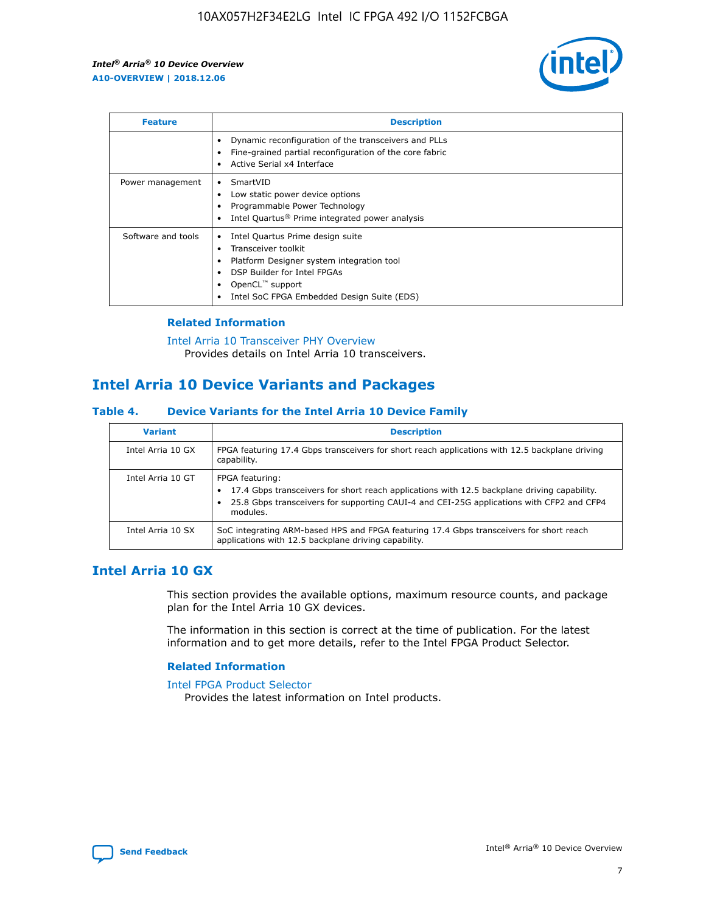| Feature | Description |
| --- | --- |
| | • Dynamic reconfiguration of the transceivers and PLLs<br>• Fine-grained partial reconfiguration of the core fabric<br>• Active Serial x4 Interface |
| Power management | • SmartVID<br>• Low static power device options<br>• Programmable Power Technology<br>• Intel Quartus® Prime integrated power analysis |
| Software and tools | • Intel Quartus Prime design suite<br>• Transceiver toolkit<br>• Platform Designer system integration tool<br>• DSP Builder for Intel FPGAs<br>• OpenCL™ support<br>• Intel SoC FPGA Embedded Design Suite (EDS) |

### Related Information

Intel Arria 10 Transceiver PHY Overview
Provides details on Intel Arria 10 transceivers.

## Intel Arria 10 Device Variants and Packages

### Table 4. Device Variants for the Intel Arria 10 Device Family

| Variant | Description |
| --- | --- |
| Intel Arria 10 GX | FPGA featuring 17.4 Gbps transceivers for short reach applications with 12.5 backplane driving capability. |
| Intel Arria 10 GT | FPGA featuring:<br>• 17.4 Gbps transceivers for short reach applications with 12.5 backplane driving capability.<br>• 25.8 Gbps transceivers for supporting CAUI-4 and CEI-25G applications with CFP2 and CFP4 modules. |
| Intel Arria 10 SX | SoC integrating ARM-based HPS and FPGA featuring 17.4 Gbps transceivers for short reach applications with 12.5 backplane driving capability. |

## Intel Arria 10 GX

This section provides the available options, maximum resource counts, and package plan for the Intel Arria 10 GX devices.

The information in this section is correct at the time of publication. For the latest information and to get more details, refer to the Intel FPGA Product Selector.

### Related Information

Intel FPGA Product Selector
Provides the latest information on Intel products.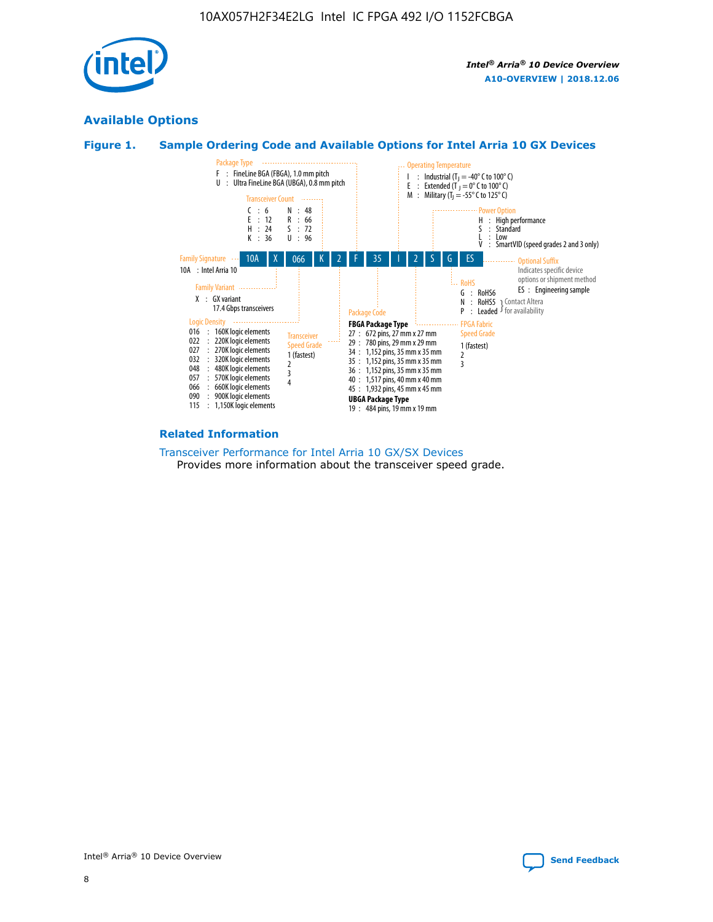## Available Options

### Figure 1. Sample Ordering Code and Available Options for Intel Arria 10 GX Devices

**Sample ordering code:** 10A X 066 K 2 F 35 I 2 S G ES

**Family Signature**
- 10A : Intel Arria 10

**Family Variant**
- X : GX variant, 17.4 Gbps transceivers

**Logic Density**
- 016 : 160K logic elements
- 022 : 220K logic elements
- 027 : 270K logic elements
- 032 : 320K logic elements
- 048 : 480K logic elements
- 057 : 570K logic elements
- 066 : 660K logic elements
- 090 : 900K logic elements
- 115 : 1,150K logic elements

**Transceiver Count**
- C : 6
- E : 12
- H : 24
- K : 36
- N : 48
- R : 66
- S : 72
- U : 96

**Transceiver Speed Grade**
- 1 (fastest)
- 2
- 3
- 4

**Package Type**
- F : FineLine BGA (FBGA), 1.0 mm pitch
- U : Ultra FineLine BGA (UBGA), 0.8 mm pitch

**Package Code**

FBGA Package Type
- 27 : 672 pins, 27 mm x 27 mm
- 29 : 780 pins, 29 mm x 29 mm
- 34 : 1,152 pins, 35 mm x 35 mm
- 35 : 1,152 pins, 35 mm x 35 mm
- 36 : 1,152 pins, 35 mm x 35 mm
- 40 : 1,517 pins, 40 mm x 40 mm
- 45 : 1,932 pins, 45 mm x 45 mm

UBGA Package Type
- 19 : 484 pins, 19 mm x 19 mm

**Operating Temperature**
- I : Industrial ($T_J$ = -40° C to 100° C)
- E : Extended ($T_J$ = 0° C to 100° C)
- M : Military ($T_J$ = -55° C to 125° C)

**FPGA Fabric Speed Grade**
- 1 (fastest)
- 2
- 3

**Power Option**
- H : High performance
- S : Standard
- L : Low
- V : SmartVID (speed grades 2 and 3 only)

**RoHS**
- G : RoHS6
- N : RoHS5 (Contact Altera for availability)
- P : Leaded (Contact Altera for availability)

**Optional Suffix**

Indicates specific device options or shipment method
- ES : Engineering sample

### Related Information

Transceiver Performance for Intel Arria 10 GX/SX Devices
Provides more information about the transceiver speed grade.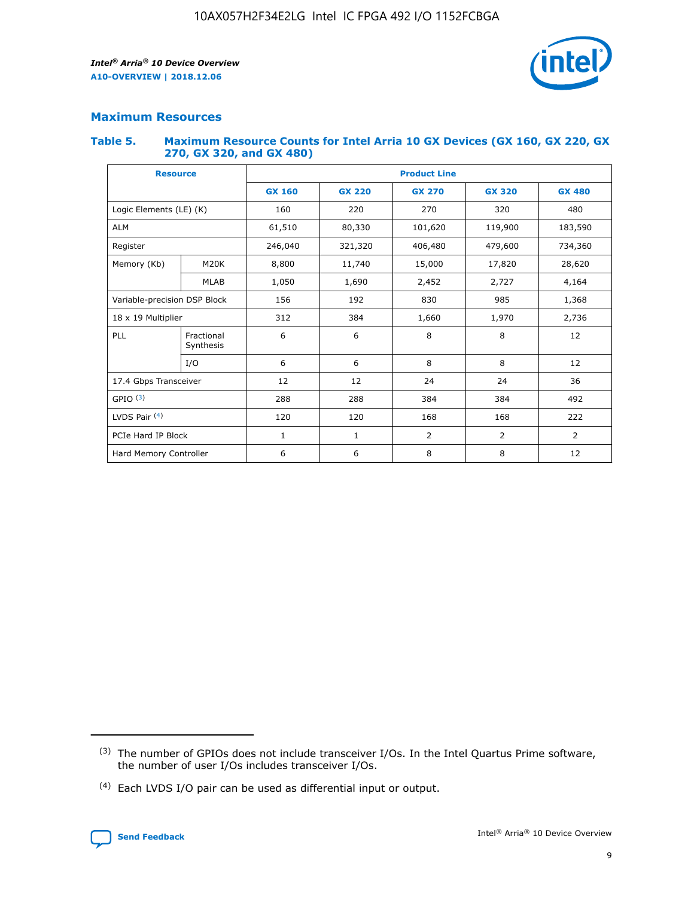## Maximum Resources

### Table 5. Maximum Resource Counts for Intel Arria 10 GX Devices (GX 160, GX 220, GX 270, GX 320, and GX 480)

| Resource | | Product Line | | | | |
|---|---|---|---|---|---|---|
| | | GX 160 | GX 220 | GX 270 | GX 320 | GX 480 |
| Logic Elements (LE) (K) | | 160 | 220 | 270 | 320 | 480 |
| ALM | | 61,510 | 80,330 | 101,620 | 119,900 | 183,590 |
| Register | | 246,040 | 321,320 | 406,480 | 479,600 | 734,360 |
| Memory (Kb) | M20K | 8,800 | 11,740 | 15,000 | 17,820 | 28,620 |
| | MLAB | 1,050 | 1,690 | 2,452 | 2,727 | 4,164 |
| Variable-precision DSP Block | | 156 | 192 | 830 | 985 | 1,368 |
| 18 x 19 Multiplier | | 312 | 384 | 1,660 | 1,970 | 2,736 |
| PLL | Fractional Synthesis | 6 | 6 | 8 | 8 | 12 |
| | I/O | 6 | 6 | 8 | 8 | 12 |
| 17.4 Gbps Transceiver | | 12 | 12 | 24 | 24 | 36 |
| GPIO [(3)] | | 288 | 288 | 384 | 384 | 492 |
| LVDS Pair [(4)] | | 120 | 120 | 168 | 168 | 222 |
| PCIe Hard IP Block | | 1 | 1 | 2 | 2 | 2 |
| Hard Memory Controller | | 6 | 6 | 8 | 8 | 12 |

(3) The number of GPIOs does not include transceiver I/Os. In the Intel Quartus Prime software, the number of user I/Os includes transceiver I/Os.

(4) Each LVDS I/O pair can be used as differential input or output.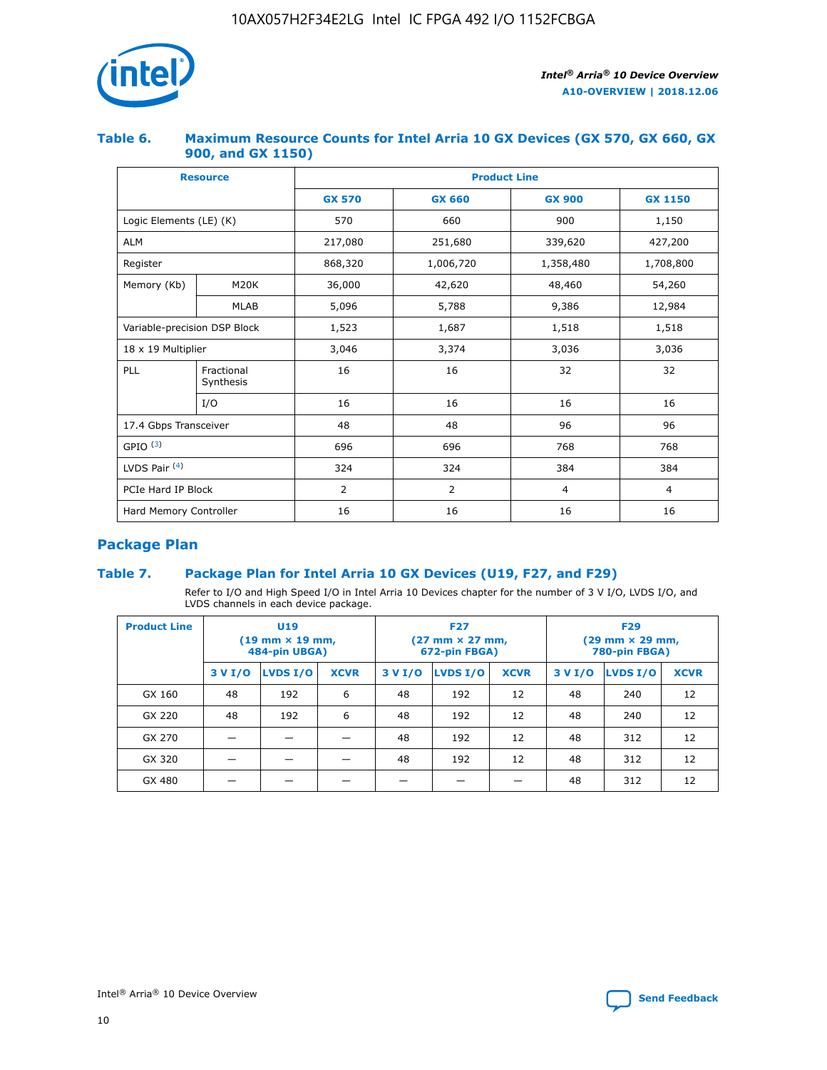### Table 6. Maximum Resource Counts for Intel Arria 10 GX Devices (GX 570, GX 660, GX 900, and GX 1150)

| Resource | | Product Line | | | |
|---|---|---|---|---|---|
| | | GX 570 | GX 660 | GX 900 | GX 1150 |
| Logic Elements (LE) (K) | | 570 | 660 | 900 | 1,150 |
| ALM | | 217,080 | 251,680 | 339,620 | 427,200 |
| Register | | 868,320 | 1,006,720 | 1,358,480 | 1,708,800 |
| Memory (Kb) | M20K | 36,000 | 42,620 | 48,460 | 54,260 |
| | MLAB | 5,096 | 5,788 | 9,386 | 12,984 |
| Variable-precision DSP Block | | 1,523 | 1,687 | 1,518 | 1,518 |
| 18 x 19 Multiplier | | 3,046 | 3,374 | 3,036 | 3,036 |
| PLL | Fractional Synthesis | 16 | 16 | 32 | 32 |
| | I/O | 16 | 16 | 16 | 16 |
| 17.4 Gbps Transceiver | | 48 | 48 | 96 | 96 |
| GPIO [(3)] | | 696 | 696 | 768 | 768 |
| LVDS Pair [(4)] | | 324 | 324 | 384 | 384 |
| PCIe Hard IP Block | | 2 | 2 | 4 | 4 |
| Hard Memory Controller | | 16 | 16 | 16 | 16 |

## Package Plan

### Table 7. Package Plan for Intel Arria 10 GX Devices (U19, F27, and F29)

Refer to I/O and High Speed I/O in Intel Arria 10 Devices chapter for the number of 3 V I/O, LVDS I/O, and LVDS channels in each device package.

| Product Line | U19 (19 mm × 19 mm, 484-pin UBGA) | | | F27 (27 mm × 27 mm, 672-pin FBGA) | | | F29 (29 mm × 29 mm, 780-pin FBGA) | | |
|---|---|---|---|---|---|---|---|---|---|
| | 3 V I/O | LVDS I/O | XCVR | 3 V I/O | LVDS I/O | XCVR | 3 V I/O | LVDS I/O | XCVR |
| GX 160 | 48 | 192 | 6 | 48 | 192 | 12 | 48 | 240 | 12 |
| GX 220 | 48 | 192 | 6 | 48 | 192 | 12 | 48 | 240 | 12 |
| GX 270 | — | — | — | 48 | 192 | 12 | 48 | 312 | 12 |
| GX 320 | — | — | — | 48 | 192 | 12 | 48 | 312 | 12 |
| GX 480 | — | — | — | — | — | — | 48 | 312 | 12 |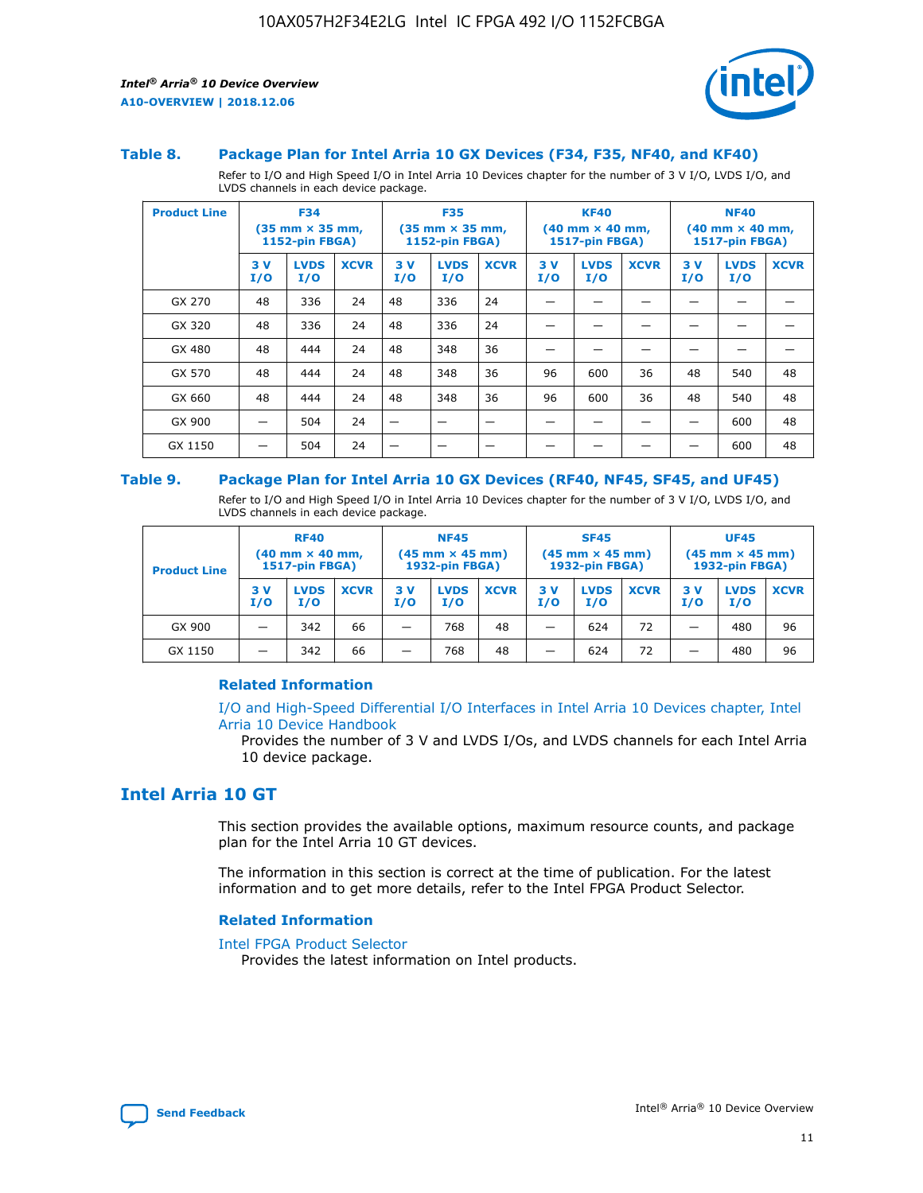### Table 8. Package Plan for Intel Arria 10 GX Devices (F34, F35, NF40, and KF40)

Refer to I/O and High Speed I/O in Intel Arria 10 Devices chapter for the number of 3 V I/O, LVDS I/O, and LVDS channels in each device package.

| Product Line | F34 (35 mm × 35 mm, 1152-pin FBGA) | | | F35 (35 mm × 35 mm, 1152-pin FBGA) | | | KF40 (40 mm × 40 mm, 1517-pin FBGA) | | | NF40 (40 mm × 40 mm, 1517-pin FBGA) | | |
|---|---|---|---|---|---|---|---|---|---|---|---|---|
| | 3 V I/O | LVDS I/O | XCVR | 3 V I/O | LVDS I/O | XCVR | 3 V I/O | LVDS I/O | XCVR | 3 V I/O | LVDS I/O | XCVR |
| GX 270 | 48 | 336 | 24 | 48 | 336 | 24 | — | — | — | — | — | — |
| GX 320 | 48 | 336 | 24 | 48 | 336 | 24 | — | — | — | — | — | — |
| GX 480 | 48 | 444 | 24 | 48 | 348 | 36 | — | — | — | — | — | — |
| GX 570 | 48 | 444 | 24 | 48 | 348 | 36 | 96 | 600 | 36 | 48 | 540 | 48 |
| GX 660 | 48 | 444 | 24 | 48 | 348 | 36 | 96 | 600 | 36 | 48 | 540 | 48 |
| GX 900 | — | 504 | 24 | — | — | — | — | — | — | — | 600 | 48 |
| GX 1150 | — | 504 | 24 | — | — | — | — | — | — | — | 600 | 48 |

### Table 9. Package Plan for Intel Arria 10 GX Devices (RF40, NF45, SF45, and UF45)

Refer to I/O and High Speed I/O in Intel Arria 10 Devices chapter for the number of 3 V I/O, LVDS I/O, and LVDS channels in each device package.

| Product Line | RF40 (40 mm × 40 mm, 1517-pin FBGA) | | | NF45 (45 mm × 45 mm) 1932-pin FBGA) | | | SF45 (45 mm × 45 mm) 1932-pin FBGA) | | | UF45 (45 mm × 45 mm) 1932-pin FBGA) | | |
|---|---|---|---|---|---|---|---|---|---|---|---|---|
| | 3 V I/O | LVDS I/O | XCVR | 3 V I/O | LVDS I/O | XCVR | 3 V I/O | LVDS I/O | XCVR | 3 V I/O | LVDS I/O | XCVR |
| GX 900 | — | 342 | 66 | — | 768 | 48 | — | 624 | 72 | — | 480 | 96 |
| GX 1150 | — | 342 | 66 | — | 768 | 48 | — | 624 | 72 | — | 480 | 96 |

#### Related Information

I/O and High-Speed Differential I/O Interfaces in Intel Arria 10 Devices chapter, Intel Arria 10 Device Handbook

Provides the number of 3 V and LVDS I/Os, and LVDS channels for each Intel Arria 10 device package.

## Intel Arria 10 GT

This section provides the available options, maximum resource counts, and package plan for the Intel Arria 10 GT devices.

The information in this section is correct at the time of publication. For the latest information and to get more details, refer to the Intel FPGA Product Selector.

#### Related Information

Intel FPGA Product Selector

Provides the latest information on Intel products.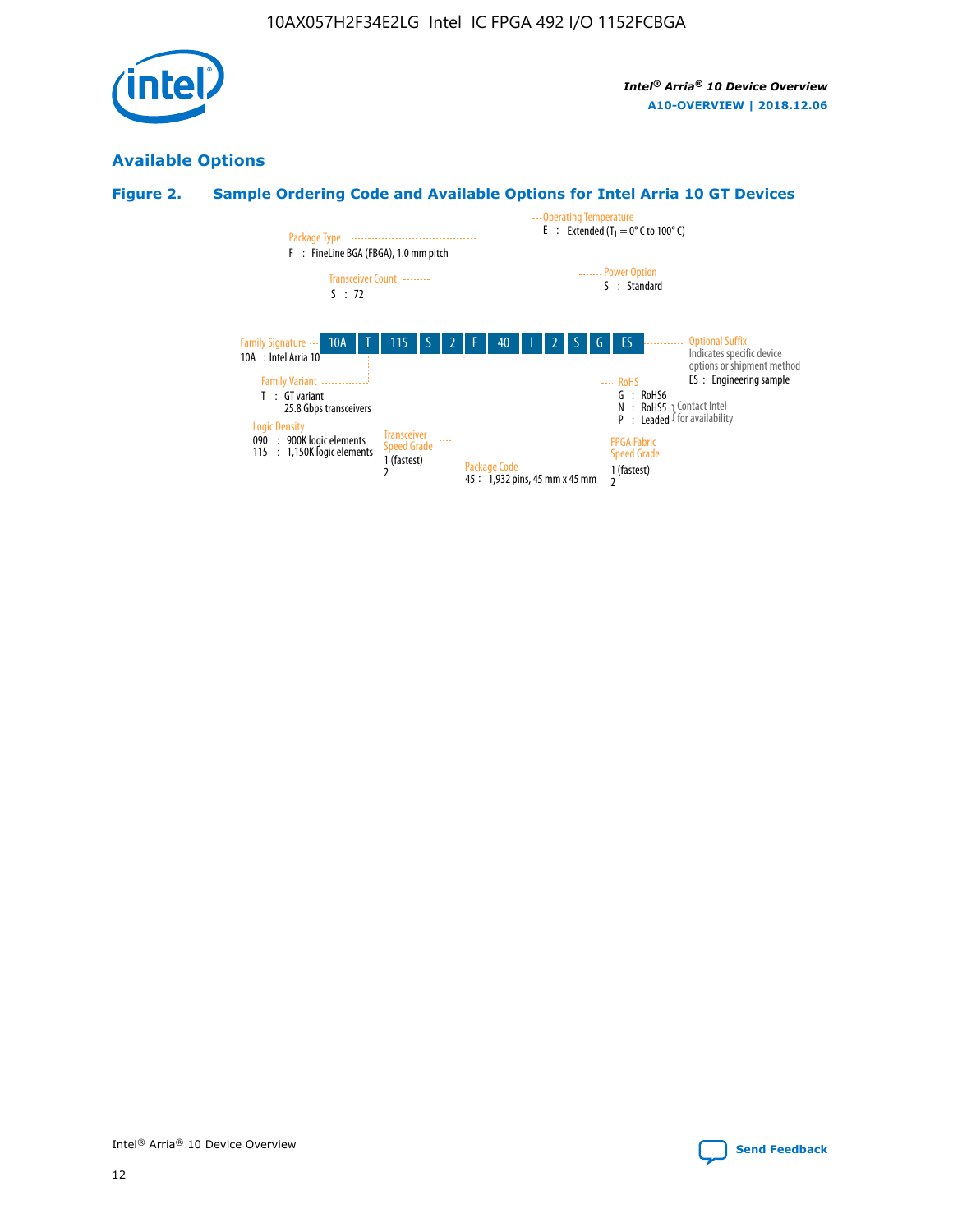## Available Options

### Figure 2. Sample Ordering Code and Available Options for Intel Arria 10 GT Devices

| 10A | T | 115 | S | 2 | F | 40 | I | 2 | S | G | ES |
|---|---|---|---|---|---|---|---|---|---|---|---|

**Family Signature**
10A : Intel Arria 10

**Family Variant**
T : GT variant
25.8 Gbps transceivers

**Logic Density**
090 : 900K logic elements
115 : 1,150K logic elements

**Transceiver Count**
S : 72

**Transceiver Speed Grade**
1 (fastest)
2

**Package Type**
F : FineLine BGA (FBGA), 1.0 mm pitch

**Package Code**
45 : 1,932 pins, 45 mm x 45 mm

**Operating Temperature**
E : Extended ($T_J$ = 0° C to 100° C)

**FPGA Fabric Speed Grade**
1 (fastest)
2

**Power Option**
S : Standard

**RoHS**
G : RoHS6
N : RoHS5 } Contact Intel for availability
P : Leaded } Contact Intel for availability

**Optional Suffix**
Indicates specific device options or shipment method
ES : Engineering sample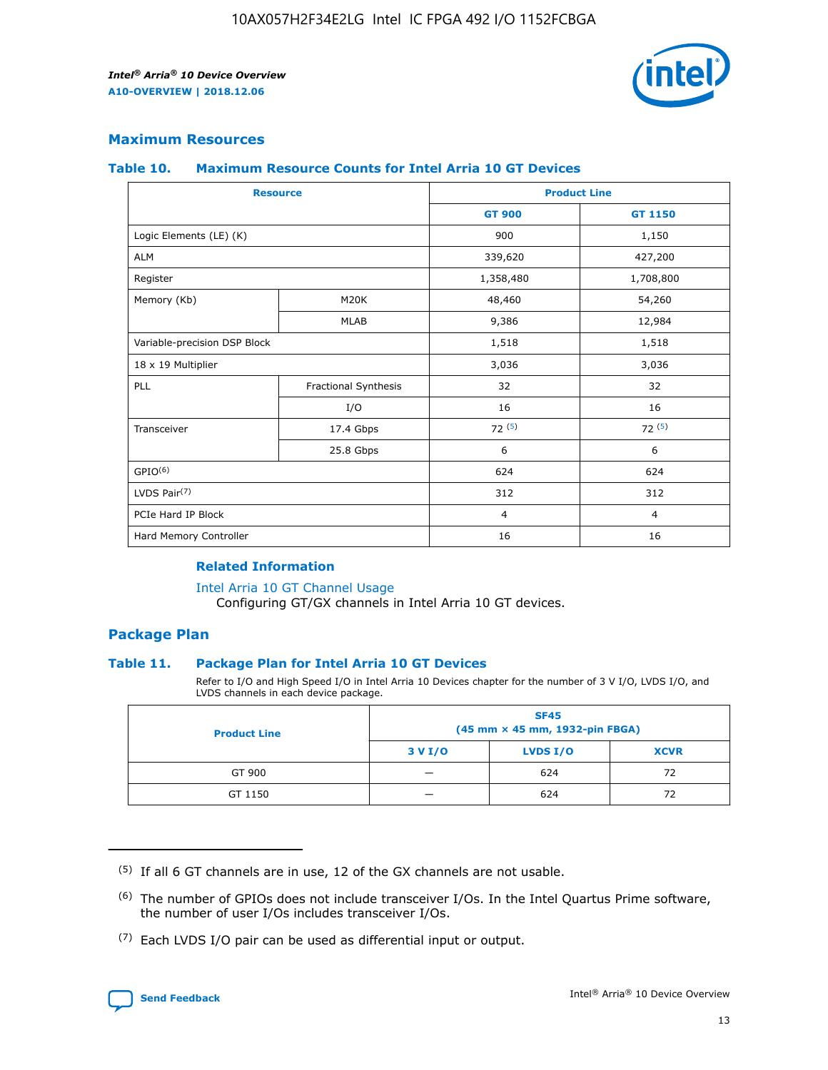## Maximum Resources

### Table 10. Maximum Resource Counts for Intel Arria 10 GT Devices

| Resource | | Product Line | |
|---|---|---|---|
| | | GT 900 | GT 1150 |
| Logic Elements (LE) (K) | | 900 | 1,150 |
| ALM | | 339,620 | 427,200 |
| Register | | 1,358,480 | 1,708,800 |
| Memory (Kb) | M20K | 48,460 | 54,260 |
| | MLAB | 9,386 | 12,984 |
| Variable-precision DSP Block | | 1,518 | 1,518 |
| 18 x 19 Multiplier | | 3,036 | 3,036 |
| PLL | Fractional Synthesis | 32 | 32 |
| | I/O | 16 | 16 |
| Transceiver | 17.4 Gbps | 72 (5) | 72 (5) |
| | 25.8 Gbps | 6 | 6 |
| GPIO(6) | | 624 | 624 |
| LVDS Pair(7) | | 312 | 312 |
| PCIe Hard IP Block | | 4 | 4 |
| Hard Memory Controller | | 16 | 16 |

#### Related Information

Intel Arria 10 GT Channel Usage
Configuring GT/GX channels in Intel Arria 10 GT devices.

## Package Plan

### Table 11. Package Plan for Intel Arria 10 GT Devices

Refer to I/O and High Speed I/O in Intel Arria 10 Devices chapter for the number of 3 V I/O, LVDS I/O, and LVDS channels in each device package.

| Product Line | SF45 (45 mm × 45 mm, 1932-pin FBGA) | | |
|---|---|---|---|
| | 3 V I/O | LVDS I/O | XCVR |
| GT 900 | — | 624 | 72 |
| GT 1150 | — | 624 | 72 |

(5) If all 6 GT channels are in use, 12 of the GX channels are not usable.

(6) The number of GPIOs does not include transceiver I/Os. In the Intel Quartus Prime software, the number of user I/Os includes transceiver I/Os.

(7) Each LVDS I/O pair can be used as differential input or output.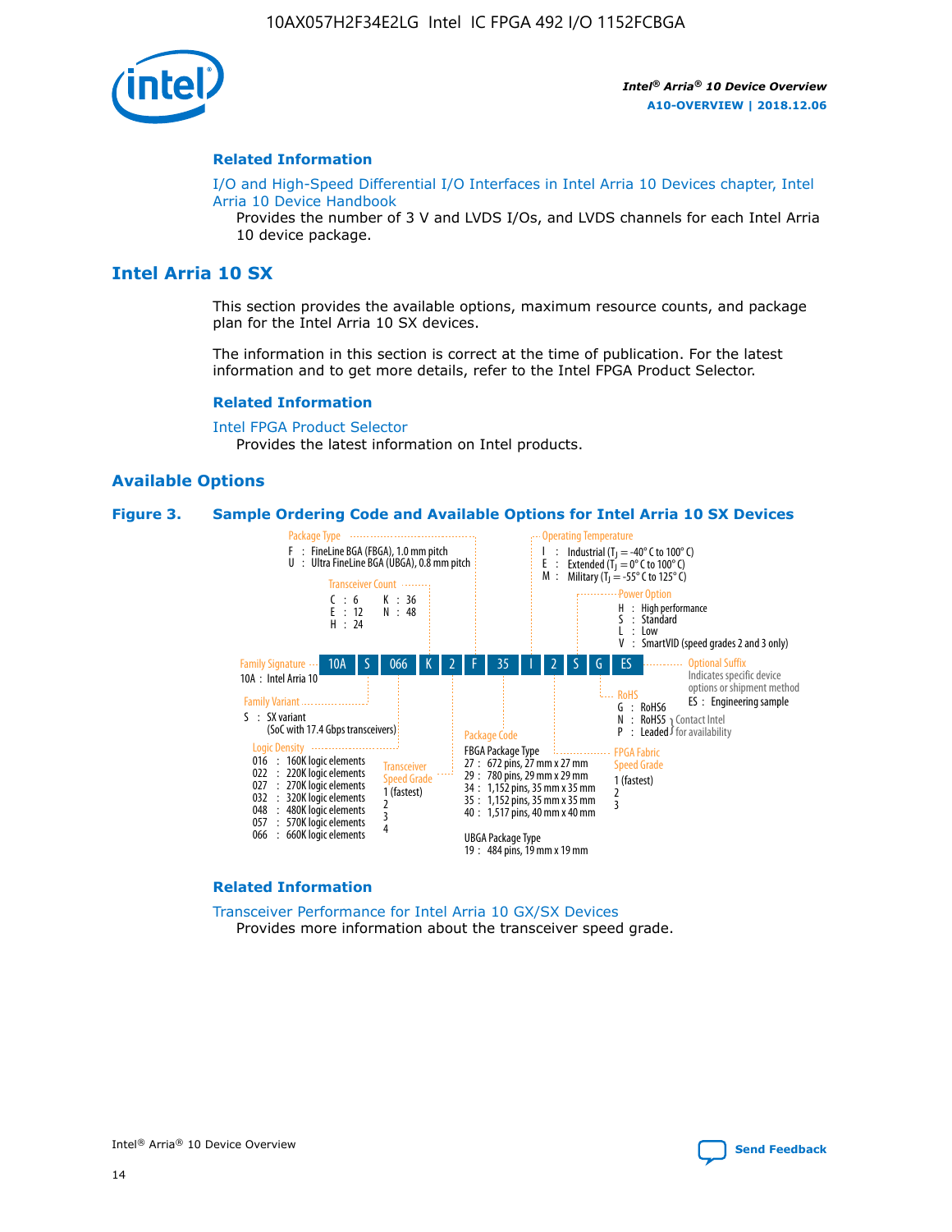## Related Information

I/O and High-Speed Differential I/O Interfaces in Intel Arria 10 Devices chapter, Intel Arria 10 Device Handbook

Provides the number of 3 V and LVDS I/Os, and LVDS channels for each Intel Arria 10 device package.

# Intel Arria 10 SX

This section provides the available options, maximum resource counts, and package plan for the Intel Arria 10 SX devices.

The information in this section is correct at the time of publication. For the latest information and to get more details, refer to the Intel FPGA Product Selector.

## Related Information

Intel FPGA Product Selector

Provides the latest information on Intel products.

## Available Options

**Figure 3. Sample Ordering Code and Available Options for Intel Arria 10 SX Devices**

Sample ordering code: 10A S 066 K 2 F 35 I 2 S G ES

**Family Signature**
- 10A : Intel Arria 10

**Family Variant**
- S : SX variant (SoC with 17.4 Gbps transceivers)

**Logic Density**
- 016 : 160K logic elements
- 022 : 220K logic elements
- 027 : 270K logic elements
- 032 : 320K logic elements
- 048 : 480K logic elements
- 057 : 570K logic elements
- 066 : 660K logic elements

**Transceiver Count**
- C : 6
- E : 12
- H : 24
- K : 36
- N : 48

**Transceiver Speed Grade**
- 1 (fastest)
- 2
- 3
- 4

**Package Type**
- F : FineLine BGA (FBGA), 1.0 mm pitch
- U : Ultra FineLine BGA (UBGA), 0.8 mm pitch

**Package Code**

FBGA Package Type
- 27 : 672 pins, 27 mm x 27 mm
- 29 : 780 pins, 29 mm x 29 mm
- 34 : 1,152 pins, 35 mm x 35 mm
- 35 : 1,152 pins, 35 mm x 35 mm
- 40 : 1,517 pins, 40 mm x 40 mm

UBGA Package Type
- 19 : 484 pins, 19 mm x 19 mm

**Operating Temperature**
- I : Industrial ($T_J$ = -40° C to 100° C)
- E : Extended ($T_J$ = 0° C to 100° C)
- M : Military ($T_J$ = -55° C to 125° C)

**FPGA Fabric Speed Grade**
- 1 (fastest)
- 2
- 3

**Power Option**
- H : High performance
- S : Standard
- L : Low
- V : SmartVID (speed grades 2 and 3 only)

**RoHS**
- G : RoHS6
- N : RoHS5 (Contact Intel for availability)
- P : Leaded (Contact Intel for availability)

**Optional Suffix**

Indicates specific device options or shipment method
- ES : Engineering sample

## Related Information

Transceiver Performance for Intel Arria 10 GX/SX Devices

Provides more information about the transceiver speed grade.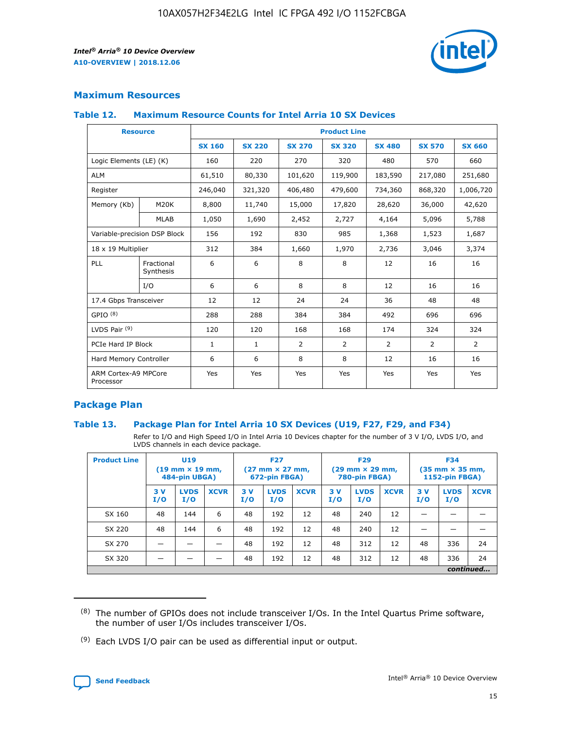## Maximum Resources

### Table 12. Maximum Resource Counts for Intel Arria 10 SX Devices

| Resource | | Product Line | | | | | | |
|---|---|---|---|---|---|---|---|---|
| | | SX 160 | SX 220 | SX 270 | SX 320 | SX 480 | SX 570 | SX 660 |
| Logic Elements (LE) (K) | | 160 | 220 | 270 | 320 | 480 | 570 | 660 |
| ALM | | 61,510 | 80,330 | 101,620 | 119,900 | 183,590 | 217,080 | 251,680 |
| Register | | 246,040 | 321,320 | 406,480 | 479,600 | 734,360 | 868,320 | 1,006,720 |
| Memory (Kb) | M20K | 8,800 | 11,740 | 15,000 | 17,820 | 28,620 | 36,000 | 42,620 |
| | MLAB | 1,050 | 1,690 | 2,452 | 2,727 | 4,164 | 5,096 | 5,788 |
| Variable-precision DSP Block | | 156 | 192 | 830 | 985 | 1,368 | 1,523 | 1,687 |
| 18 x 19 Multiplier | | 312 | 384 | 1,660 | 1,970 | 2,736 | 3,046 | 3,374 |
| PLL | Fractional Synthesis | 6 | 6 | 8 | 8 | 12 | 16 | 16 |
| | I/O | 6 | 6 | 8 | 8 | 12 | 16 | 16 |
| 17.4 Gbps Transceiver | | 12 | 12 | 24 | 24 | 36 | 48 | 48 |
| GPIO [(8)] | | 288 | 288 | 384 | 384 | 492 | 696 | 696 |
| LVDS Pair [(9)] | | 120 | 120 | 168 | 168 | 174 | 324 | 324 |
| PCIe Hard IP Block | | 1 | 1 | 2 | 2 | 2 | 2 | 2 |
| Hard Memory Controller | | 6 | 6 | 8 | 8 | 12 | 16 | 16 |
| ARM Cortex-A9 MPCore Processor | | Yes | Yes | Yes | Yes | Yes | Yes | Yes |

## Package Plan

### Table 13. Package Plan for Intel Arria 10 SX Devices (U19, F27, F29, and F34)

Refer to I/O and High Speed I/O in Intel Arria 10 Devices chapter for the number of 3 V I/O, LVDS I/O, and LVDS channels in each device package.

| Product Line | U19 (19 mm × 19 mm, 484-pin UBGA) | | | F27 (27 mm × 27 mm, 672-pin FBGA) | | | F29 (29 mm × 29 mm, 780-pin FBGA) | | | F34 (35 mm × 35 mm, 1152-pin FBGA) | | |
|---|---|---|---|---|---|---|---|---|---|---|---|---|
| | 3 V I/O | LVDS I/O | XCVR | 3 V I/O | LVDS I/O | XCVR | 3 V I/O | LVDS I/O | XCVR | 3 V I/O | LVDS I/O | XCVR |
| SX 160 | 48 | 144 | 6 | 48 | 192 | 12 | 48 | 240 | 12 | — | — | — |
| SX 220 | 48 | 144 | 6 | 48 | 192 | 12 | 48 | 240 | 12 | — | — | — |
| SX 270 | — | — | — | 48 | 192 | 12 | 48 | 312 | 12 | 48 | 336 | 24 |
| SX 320 | — | — | — | 48 | 192 | 12 | 48 | 312 | 12 | 48 | 336 | 24 |

*continued...*

(8) The number of GPIOs does not include transceiver I/Os. In the Intel Quartus Prime software, the number of user I/Os includes transceiver I/Os.

(9) Each LVDS I/O pair can be used as differential input or output.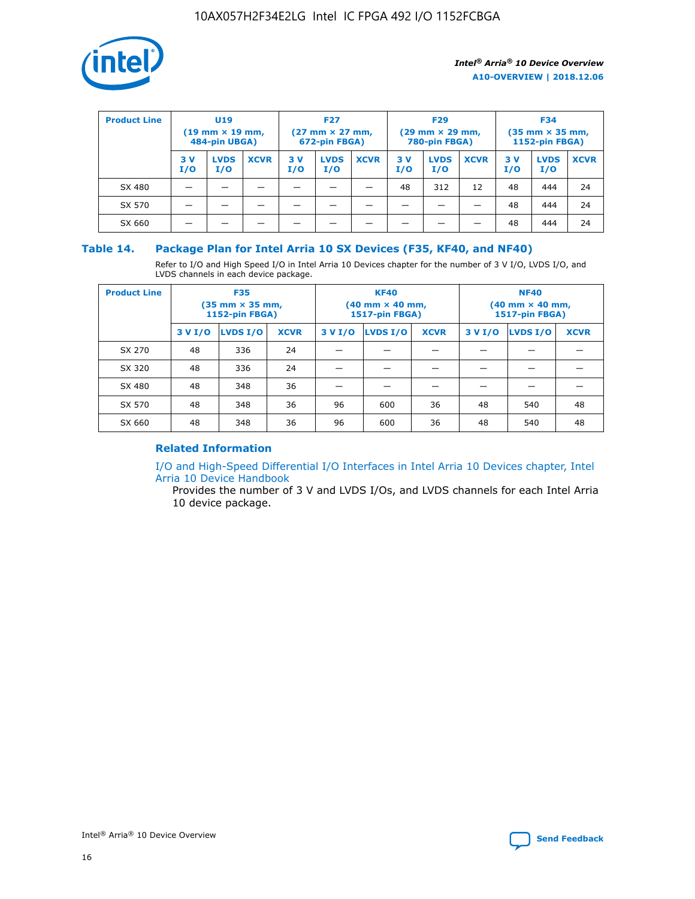| Product Line | U19 (19 mm × 19 mm, 484-pin UBGA) | | | F27 (27 mm × 27 mm, 672-pin FBGA) | | | F29 (29 mm × 29 mm, 780-pin FBGA) | | | F34 (35 mm × 35 mm, 1152-pin FBGA) | | |
|---|---|---|---|---|---|---|---|---|---|---|---|---|
| | 3 V I/O | LVDS I/O | XCVR | 3 V I/O | LVDS I/O | XCVR | 3 V I/O | LVDS I/O | XCVR | 3 V I/O | LVDS I/O | XCVR |
| SX 480 | — | — | — | — | — | — | 48 | 312 | 12 | 48 | 444 | 24 |
| SX 570 | — | — | — | — | — | — | — | — | — | 48 | 444 | 24 |
| SX 660 | — | — | — | — | — | — | — | — | — | 48 | 444 | 24 |

## Table 14. Package Plan for Intel Arria 10 SX Devices (F35, KF40, and NF40)

Refer to I/O and High Speed I/O in Intel Arria 10 Devices chapter for the number of 3 V I/O, LVDS I/O, and LVDS channels in each device package.

| Product Line | F35 (35 mm × 35 mm, 1152-pin FBGA) | | | KF40 (40 mm × 40 mm, 1517-pin FBGA) | | | NF40 (40 mm × 40 mm, 1517-pin FBGA) | | |
|---|---|---|---|---|---|---|---|---|---|
| | 3 V I/O | LVDS I/O | XCVR | 3 V I/O | LVDS I/O | XCVR | 3 V I/O | LVDS I/O | XCVR |
| SX 270 | 48 | 336 | 24 | — | — | — | — | — | — |
| SX 320 | 48 | 336 | 24 | — | — | — | — | — | — |
| SX 480 | 48 | 348 | 36 | — | — | — | — | — | — |
| SX 570 | 48 | 348 | 36 | 96 | 600 | 36 | 48 | 540 | 48 |
| SX 660 | 48 | 348 | 36 | 96 | 600 | 36 | 48 | 540 | 48 |

### Related Information

I/O and High-Speed Differential I/O Interfaces in Intel Arria 10 Devices chapter, Intel Arria 10 Device Handbook

Provides the number of 3 V and LVDS I/Os, and LVDS channels for each Intel Arria 10 device package.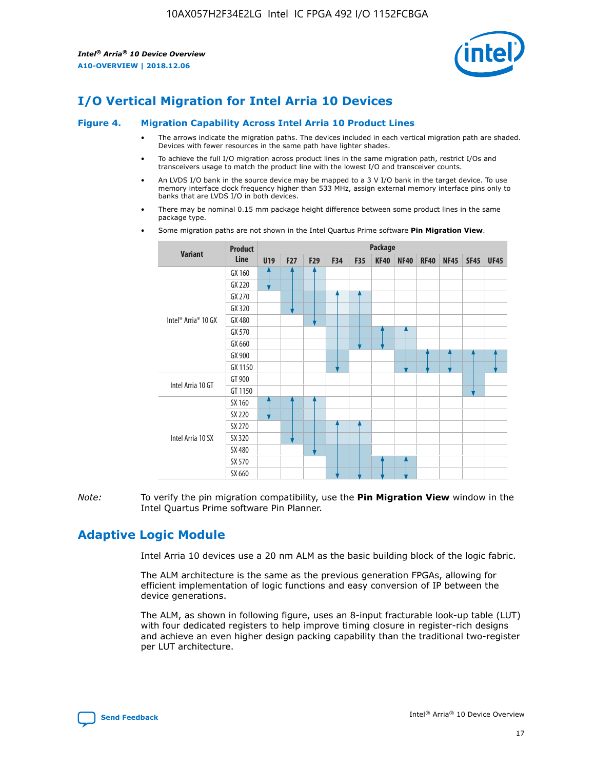# I/O Vertical Migration for Intel Arria 10 Devices

**Figure 4. Migration Capability Across Intel Arria 10 Product Lines**

- The arrows indicate the migration paths. The devices included in each vertical migration path are shaded. Devices with fewer resources in the same path have lighter shades.
- To achieve the full I/O migration across product lines in the same migration path, restrict I/Os and transceivers usage to match the product line with the lowest I/O and transceiver counts.
- An LVDS I/O bank in the source device may be mapped to a 3 V I/O bank in the target device. To use memory interface clock frequency higher than 533 MHz, assign external memory interface pins only to banks that are LVDS I/O in both devices.
- There may be nominal 0.15 mm package height difference between some product lines in the same package type.
- Some migration paths are not shown in the Intel Quartus Prime software **Pin Migration View**.

| Variant | Product Line | Package | | | | | | | | | | |
|---|---|---|---|---|---|---|---|---|---|---|---|---|
| | | U19 | F27 | F29 | F34 | F35 | KF40 | NF40 | RF40 | NF45 | SF45 | UF45 |
| Intel® Arria® 10 GX | GX 160 | | | | | | | | | | | |
| | GX 220 | | | | | | | | | | | |
| | GX 270 | | | | | | | | | | | |
| | GX 320 | | | | | | | | | | | |
| | GX 480 | | | | | | | | | | | |
| | GX 570 | | | | | | | | | | | |
| | GX 660 | | | | | | | | | | | |
| | GX 900 | | | | | | | | | | | |
| | GX 1150 | | | | | | | | | | | |
| Intel Arria 10 GT | GT 900 | | | | | | | | | | | |
| | GT 1150 | | | | | | | | | | | |
| Intel Arria 10 SX | SX 160 | | | | | | | | | | | |
| | SX 220 | | | | | | | | | | | |
| | SX 270 | | | | | | | | | | | |
| | SX 320 | | | | | | | | | | | |
| | SX 480 | | | | | | | | | | | |
| | SX 570 | | | | | | | | | | | |
| | SX 660 | | | | | | | | | | | |

*Note:* To verify the pin migration compatibility, use the **Pin Migration View** window in the Intel Quartus Prime software Pin Planner.

# Adaptive Logic Module

Intel Arria 10 devices use a 20 nm ALM as the basic building block of the logic fabric.

The ALM architecture is the same as the previous generation FPGAs, allowing for efficient implementation of logic functions and easy conversion of IP between the device generations.

The ALM, as shown in following figure, uses an 8-input fracturable look-up table (LUT) with four dedicated registers to help improve timing closure in register-rich designs and achieve an even higher design packing capability than the traditional two-register per LUT architecture.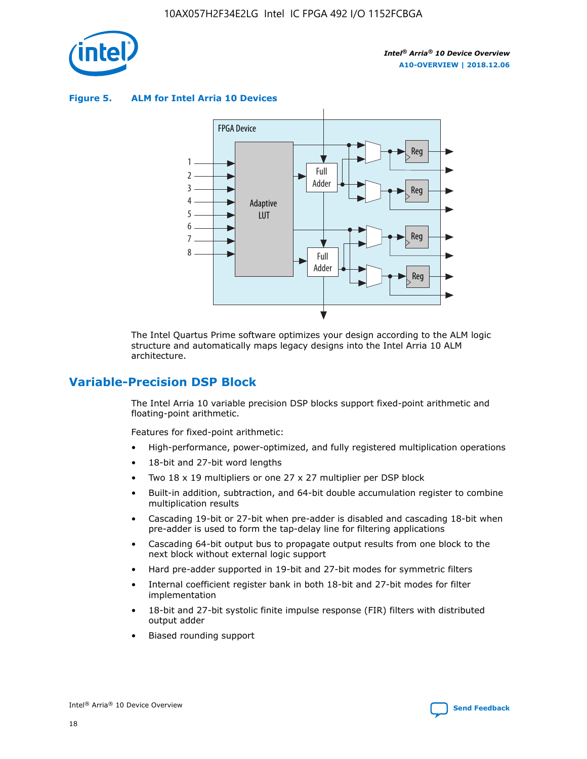**Figure 5. ALM for Intel Arria 10 Devices**

The Intel Quartus Prime software optimizes your design according to the ALM logic structure and automatically maps legacy designs into the Intel Arria 10 ALM architecture.

## Variable-Precision DSP Block

The Intel Arria 10 variable precision DSP blocks support fixed-point arithmetic and floating-point arithmetic.

Features for fixed-point arithmetic:

- High-performance, power-optimized, and fully registered multiplication operations
- 18-bit and 27-bit word lengths
- Two 18 x 19 multipliers or one 27 x 27 multiplier per DSP block
- Built-in addition, subtraction, and 64-bit double accumulation register to combine multiplication results
- Cascading 19-bit or 27-bit when pre-adder is disabled and cascading 18-bit when pre-adder is used to form the tap-delay line for filtering applications
- Cascading 64-bit output bus to propagate output results from one block to the next block without external logic support
- Hard pre-adder supported in 19-bit and 27-bit modes for symmetric filters
- Internal coefficient register bank in both 18-bit and 27-bit modes for filter implementation
- 18-bit and 27-bit systolic finite impulse response (FIR) filters with distributed output adder
- Biased rounding support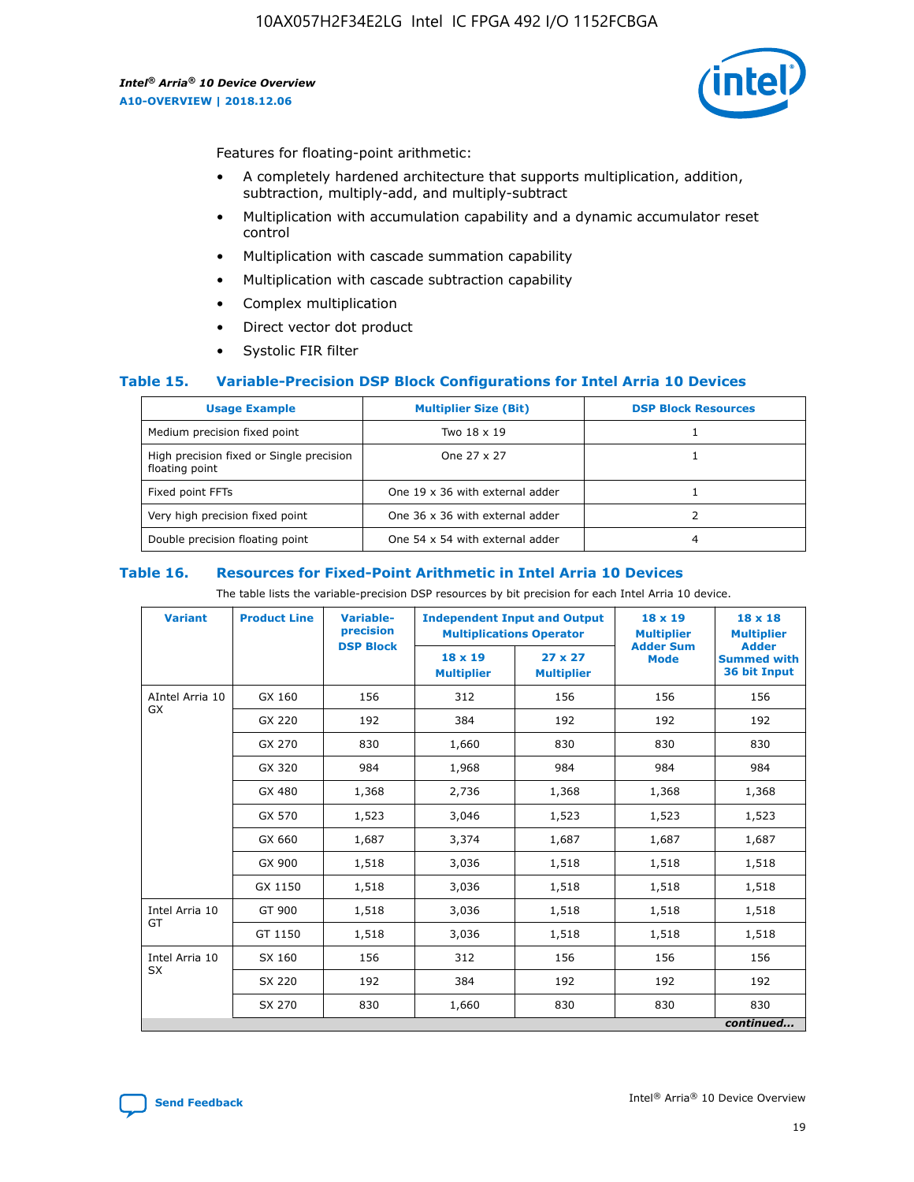Features for floating-point arithmetic:

- A completely hardened architecture that supports multiplication, addition, subtraction, multiply-add, and multiply-subtract
- Multiplication with accumulation capability and a dynamic accumulator reset control
- Multiplication with cascade summation capability
- Multiplication with cascade subtraction capability
- Complex multiplication
- Direct vector dot product
- Systolic FIR filter

### Table 15. Variable-Precision DSP Block Configurations for Intel Arria 10 Devices

| Usage Example | Multiplier Size (Bit) | DSP Block Resources |
|---|---|---|
| Medium precision fixed point | Two 18 x 19 | 1 |
| High precision fixed or Single precision floating point | One 27 x 27 | 1 |
| Fixed point FFTs | One 19 x 36 with external adder | 1 |
| Very high precision fixed point | One 36 x 36 with external adder | 2 |
| Double precision floating point | One 54 x 54 with external adder | 4 |

### Table 16. Resources for Fixed-Point Arithmetic in Intel Arria 10 Devices

The table lists the variable-precision DSP resources by bit precision for each Intel Arria 10 device.

| Variant | Product Line | Variable-precision DSP Block | Independent Input and Output Multiplications Operator | | 18 x 19 Multiplier Adder Sum Mode | 18 x 18 Multiplier Adder Summed with 36 bit Input |
|---|---|---|---|---|---|---|
| | | | 18 x 19 Multiplier | 27 x 27 Multiplier | | |
| AIntel Arria 10 GX | GX 160 | 156 | 312 | 156 | 156 | 156 |
| | GX 220 | 192 | 384 | 192 | 192 | 192 |
| | GX 270 | 830 | 1,660 | 830 | 830 | 830 |
| | GX 320 | 984 | 1,968 | 984 | 984 | 984 |
| | GX 480 | 1,368 | 2,736 | 1,368 | 1,368 | 1,368 |
| | GX 570 | 1,523 | 3,046 | 1,523 | 1,523 | 1,523 |
| | GX 660 | 1,687 | 3,374 | 1,687 | 1,687 | 1,687 |
| | GX 900 | 1,518 | 3,036 | 1,518 | 1,518 | 1,518 |
| | GX 1150 | 1,518 | 3,036 | 1,518 | 1,518 | 1,518 |
| Intel Arria 10 GT | GT 900 | 1,518 | 3,036 | 1,518 | 1,518 | 1,518 |
| | GT 1150 | 1,518 | 3,036 | 1,518 | 1,518 | 1,518 |
| Intel Arria 10 SX | SX 160 | 156 | 312 | 156 | 156 | 156 |
| | SX 220 | 192 | 384 | 192 | 192 | 192 |
| | SX 270 | 830 | 1,660 | 830 | 830 | 830 |

*continued...*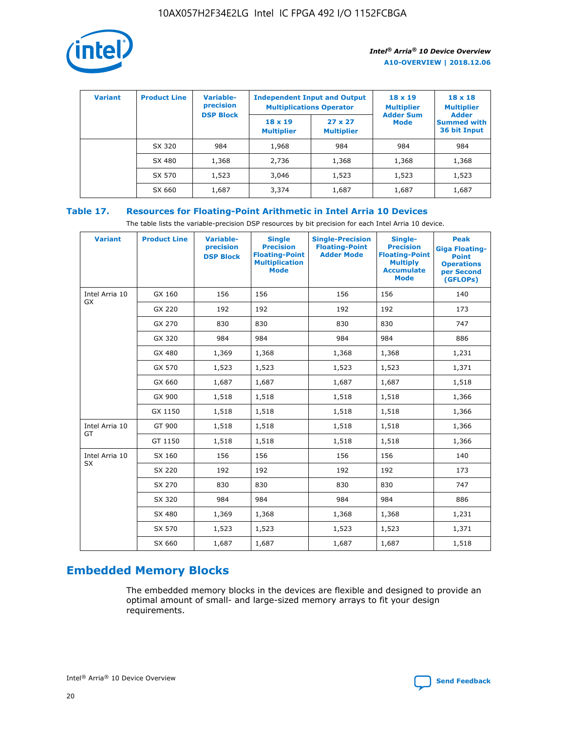| Variant | Product Line | Variable-precision DSP Block | Independent Input and Output Multiplications Operator | | 18 x 19 Multiplier Adder Sum Mode | 18 x 18 Multiplier Adder Summed with 36 bit Input |
|---|---|---|---|---|---|---|
| | | | 18 x 19 Multiplier | 27 x 27 Multiplier | | |
| | SX 320 | 984 | 1,968 | 984 | 984 | 984 |
| | SX 480 | 1,368 | 2,736 | 1,368 | 1,368 | 1,368 |
| | SX 570 | 1,523 | 3,046 | 1,523 | 1,523 | 1,523 |
| | SX 660 | 1,687 | 3,374 | 1,687 | 1,687 | 1,687 |

## Table 17. Resources for Floating-Point Arithmetic in Intel Arria 10 Devices

The table lists the variable-precision DSP resources by bit precision for each Intel Arria 10 device.

| Variant | Product Line | Variable-precision DSP Block | Single Precision Floating-Point Multiplication Mode | Single-Precision Floating-Point Adder Mode | Single-Precision Floating-Point Multiply Accumulate Mode | Peak Giga Floating-Point Operations per Second (GFLOPs) |
|---|---|---|---|---|---|---|
| Intel Arria 10 GX | GX 160 | 156 | 156 | 156 | 156 | 140 |
| | GX 220 | 192 | 192 | 192 | 192 | 173 |
| | GX 270 | 830 | 830 | 830 | 830 | 747 |
| | GX 320 | 984 | 984 | 984 | 984 | 886 |
| | GX 480 | 1,369 | 1,368 | 1,368 | 1,368 | 1,231 |
| | GX 570 | 1,523 | 1,523 | 1,523 | 1,523 | 1,371 |
| | GX 660 | 1,687 | 1,687 | 1,687 | 1,687 | 1,518 |
| | GX 900 | 1,518 | 1,518 | 1,518 | 1,518 | 1,366 |
| | GX 1150 | 1,518 | 1,518 | 1,518 | 1,518 | 1,366 |
| Intel Arria 10 GT | GT 900 | 1,518 | 1,518 | 1,518 | 1,518 | 1,366 |
| | GT 1150 | 1,518 | 1,518 | 1,518 | 1,518 | 1,366 |
| Intel Arria 10 SX | SX 160 | 156 | 156 | 156 | 156 | 140 |
| | SX 220 | 192 | 192 | 192 | 192 | 173 |
| | SX 270 | 830 | 830 | 830 | 830 | 747 |
| | SX 320 | 984 | 984 | 984 | 984 | 886 |
| | SX 480 | 1,369 | 1,368 | 1,368 | 1,368 | 1,231 |
| | SX 570 | 1,523 | 1,523 | 1,523 | 1,523 | 1,371 |
| | SX 660 | 1,687 | 1,687 | 1,687 | 1,687 | 1,518 |

# Embedded Memory Blocks

The embedded memory blocks in the devices are flexible and designed to provide an optimal amount of small- and large-sized memory arrays to fit your design requirements.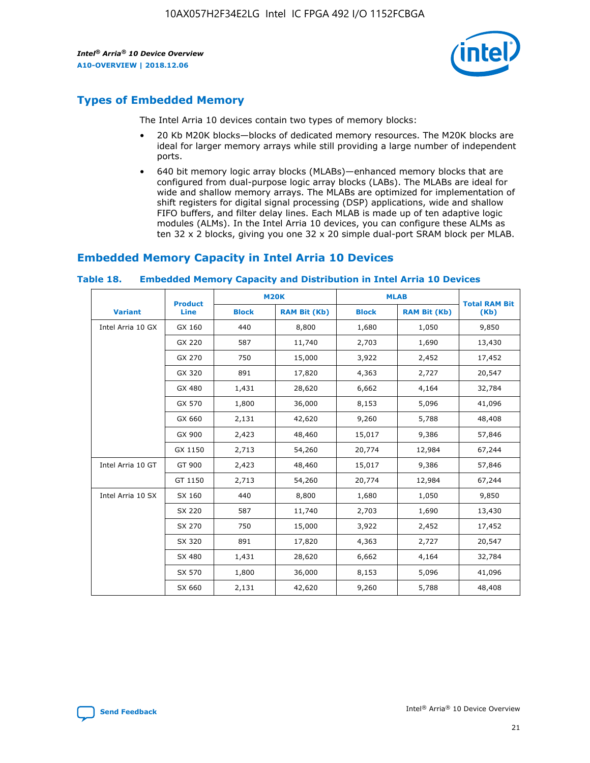## Types of Embedded Memory

The Intel Arria 10 devices contain two types of memory blocks:

- 20 Kb M20K blocks—blocks of dedicated memory resources. The M20K blocks are ideal for larger memory arrays while still providing a large number of independent ports.
- 640 bit memory logic array blocks (MLABs)—enhanced memory blocks that are configured from dual-purpose logic array blocks (LABs). The MLABs are ideal for wide and shallow memory arrays. The MLABs are optimized for implementation of shift registers for digital signal processing (DSP) applications, wide and shallow FIFO buffers, and filter delay lines. Each MLAB is made up of ten adaptive logic modules (ALMs). In the Intel Arria 10 devices, you can configure these ALMs as ten 32 x 2 blocks, giving you one 32 x 20 simple dual-port SRAM block per MLAB.

## Embedded Memory Capacity in Intel Arria 10 Devices

**Table 18. Embedded Memory Capacity and Distribution in Intel Arria 10 Devices**

| Variant | Product Line | M20K | | MLAB | | Total RAM Bit (Kb) |
|---|---|---|---|---|---|---|
| | | Block | RAM Bit (Kb) | Block | RAM Bit (Kb) | |
| Intel Arria 10 GX | GX 160 | 440 | 8,800 | 1,680 | 1,050 | 9,850 |
| | GX 220 | 587 | 11,740 | 2,703 | 1,690 | 13,430 |
| | GX 270 | 750 | 15,000 | 3,922 | 2,452 | 17,452 |
| | GX 320 | 891 | 17,820 | 4,363 | 2,727 | 20,547 |
| | GX 480 | 1,431 | 28,620 | 6,662 | 4,164 | 32,784 |
| | GX 570 | 1,800 | 36,000 | 8,153 | 5,096 | 41,096 |
| | GX 660 | 2,131 | 42,620 | 9,260 | 5,788 | 48,408 |
| | GX 900 | 2,423 | 48,460 | 15,017 | 9,386 | 57,846 |
| | GX 1150 | 2,713 | 54,260 | 20,774 | 12,984 | 67,244 |
| Intel Arria 10 GT | GT 900 | 2,423 | 48,460 | 15,017 | 9,386 | 57,846 |
| | GT 1150 | 2,713 | 54,260 | 20,774 | 12,984 | 67,244 |
| Intel Arria 10 SX | SX 160 | 440 | 8,800 | 1,680 | 1,050 | 9,850 |
| | SX 220 | 587 | 11,740 | 2,703 | 1,690 | 13,430 |
| | SX 270 | 750 | 15,000 | 3,922 | 2,452 | 17,452 |
| | SX 320 | 891 | 17,820 | 4,363 | 2,727 | 20,547 |
| | SX 480 | 1,431 | 28,620 | 6,662 | 4,164 | 32,784 |
| | SX 570 | 1,800 | 36,000 | 8,153 | 5,096 | 41,096 |
| | SX 660 | 2,131 | 42,620 | 9,260 | 5,788 | 48,408 |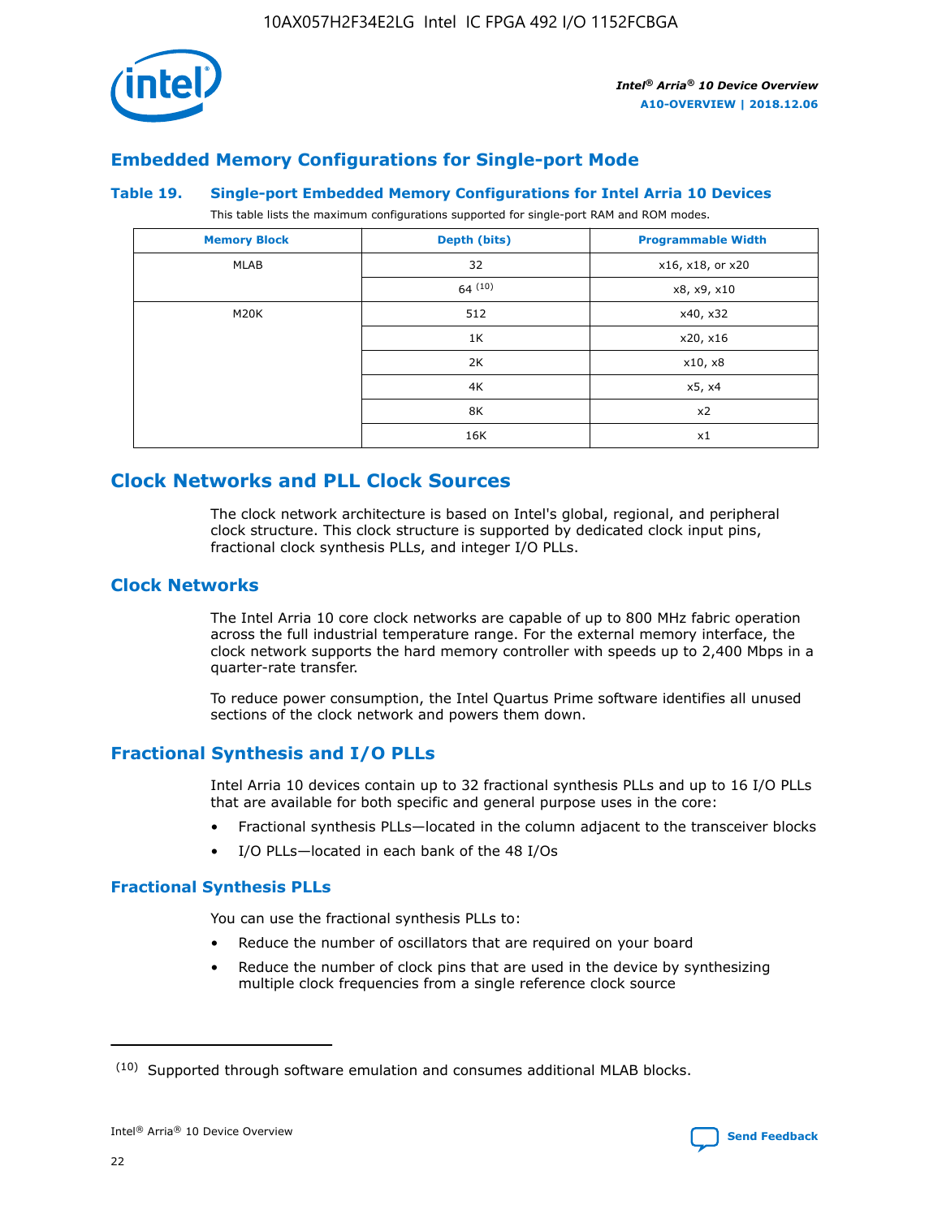## Embedded Memory Configurations for Single-port Mode

### Table 19. Single-port Embedded Memory Configurations for Intel Arria 10 Devices

This table lists the maximum configurations supported for single-port RAM and ROM modes.

| Memory Block | Depth (bits) | Programmable Width |
|---|---|---|
| MLAB | 32 | x16, x18, or x20 |
| | 64 [10] | x8, x9, x10 |
| M20K | 512 | x40, x32 |
| | 1K | x20, x16 |
| | 2K | x10, x8 |
| | 4K | x5, x4 |
| | 8K | x2 |
| | 16K | x1 |

# Clock Networks and PLL Clock Sources

The clock network architecture is based on Intel's global, regional, and peripheral clock structure. This clock structure is supported by dedicated clock input pins, fractional clock synthesis PLLs, and integer I/O PLLs.

## Clock Networks

The Intel Arria 10 core clock networks are capable of up to 800 MHz fabric operation across the full industrial temperature range. For the external memory interface, the clock network supports the hard memory controller with speeds up to 2,400 Mbps in a quarter-rate transfer.

To reduce power consumption, the Intel Quartus Prime software identifies all unused sections of the clock network and powers them down.

## Fractional Synthesis and I/O PLLs

Intel Arria 10 devices contain up to 32 fractional synthesis PLLs and up to 16 I/O PLLs that are available for both specific and general purpose uses in the core:

- Fractional synthesis PLLs—located in the column adjacent to the transceiver blocks
- I/O PLLs—located in each bank of the 48 I/Os

### Fractional Synthesis PLLs

You can use the fractional synthesis PLLs to:

- Reduce the number of oscillators that are required on your board
- Reduce the number of clock pins that are used in the device by synthesizing multiple clock frequencies from a single reference clock source

---

(10) Supported through software emulation and consumes additional MLAB blocks.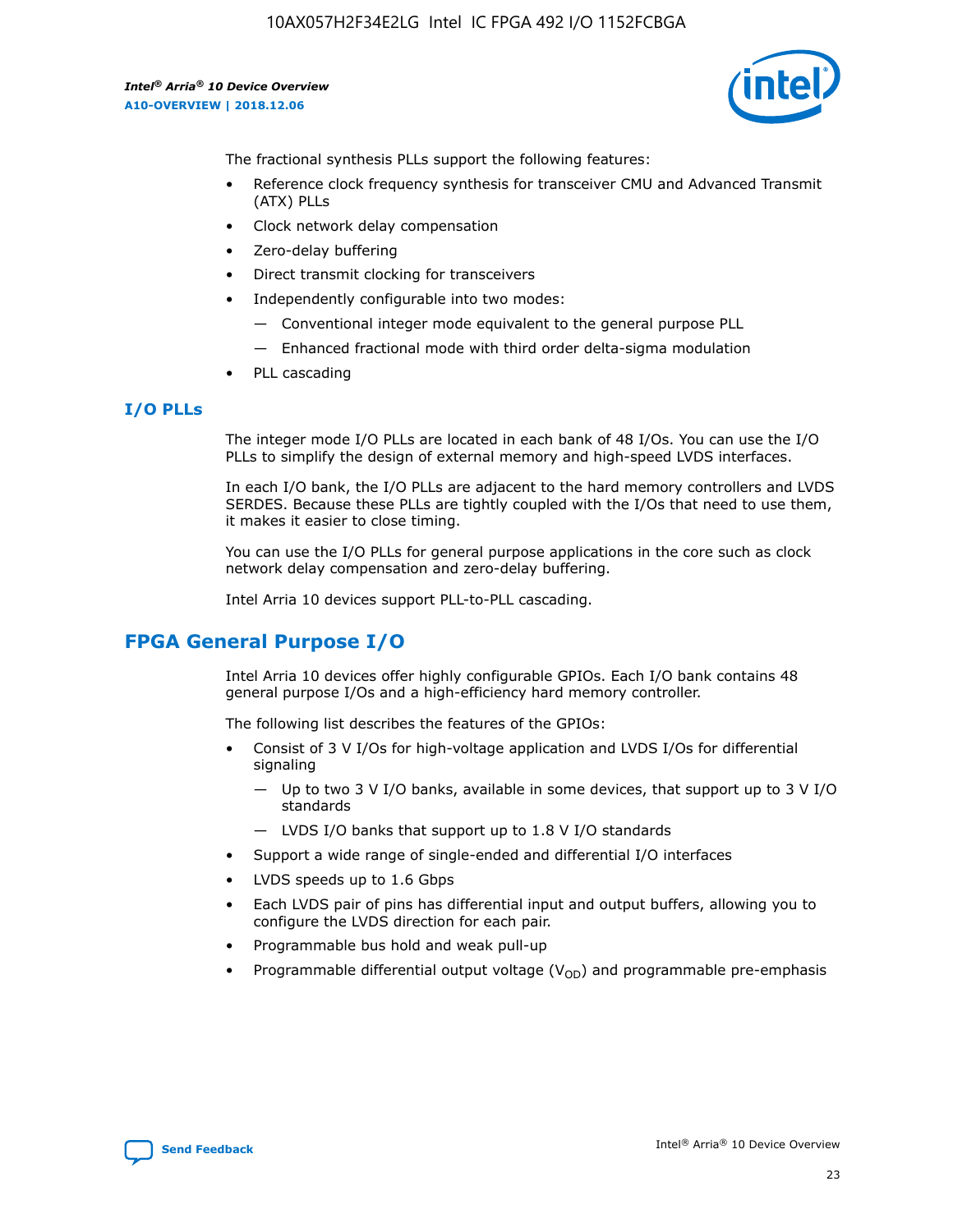The fractional synthesis PLLs support the following features:

- Reference clock frequency synthesis for transceiver CMU and Advanced Transmit (ATX) PLLs
- Clock network delay compensation
- Zero-delay buffering
- Direct transmit clocking for transceivers
- Independently configurable into two modes:
  - — Conventional integer mode equivalent to the general purpose PLL
  - — Enhanced fractional mode with third order delta-sigma modulation
- PLL cascading

### I/O PLLs

The integer mode I/O PLLs are located in each bank of 48 I/Os. You can use the I/O PLLs to simplify the design of external memory and high-speed LVDS interfaces.

In each I/O bank, the I/O PLLs are adjacent to the hard memory controllers and LVDS SERDES. Because these PLLs are tightly coupled with the I/Os that need to use them, it makes it easier to close timing.

You can use the I/O PLLs for general purpose applications in the core such as clock network delay compensation and zero-delay buffering.

Intel Arria 10 devices support PLL-to-PLL cascading.

## FPGA General Purpose I/O

Intel Arria 10 devices offer highly configurable GPIOs. Each I/O bank contains 48 general purpose I/Os and a high-efficiency hard memory controller.

The following list describes the features of the GPIOs:

- Consist of 3 V I/Os for high-voltage application and LVDS I/Os for differential signaling
  - — Up to two 3 V I/O banks, available in some devices, that support up to 3 V I/O standards
  - — LVDS I/O banks that support up to 1.8 V I/O standards
- Support a wide range of single-ended and differential I/O interfaces
- LVDS speeds up to 1.6 Gbps
- Each LVDS pair of pins has differential input and output buffers, allowing you to configure the LVDS direction for each pair.
- Programmable bus hold and weak pull-up
- Programmable differential output voltage ($V_{OD}$) and programmable pre-emphasis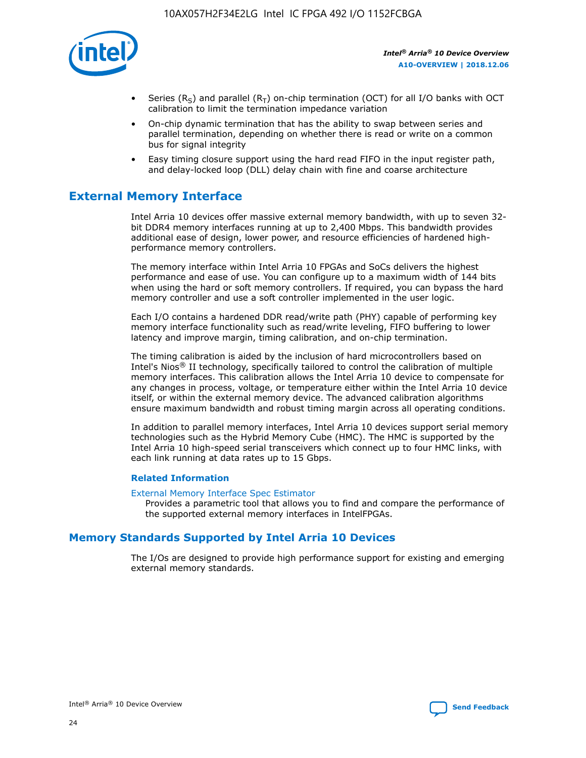- Series ($R_S$) and parallel ($R_T$) on-chip termination (OCT) for all I/O banks with OCT calibration to limit the termination impedance variation
- On-chip dynamic termination that has the ability to swap between series and parallel termination, depending on whether there is read or write on a common bus for signal integrity
- Easy timing closure support using the hard read FIFO in the input register path, and delay-locked loop (DLL) delay chain with fine and coarse architecture

## External Memory Interface

Intel Arria 10 devices offer massive external memory bandwidth, with up to seven 32-bit DDR4 memory interfaces running at up to 2,400 Mbps. This bandwidth provides additional ease of design, lower power, and resource efficiencies of hardened high-performance memory controllers.

The memory interface within Intel Arria 10 FPGAs and SoCs delivers the highest performance and ease of use. You can configure up to a maximum width of 144 bits when using the hard or soft memory controllers. If required, you can bypass the hard memory controller and use a soft controller implemented in the user logic.

Each I/O contains a hardened DDR read/write path (PHY) capable of performing key memory interface functionality such as read/write leveling, FIFO buffering to lower latency and improve margin, timing calibration, and on-chip termination.

The timing calibration is aided by the inclusion of hard microcontrollers based on Intel's Nios® II technology, specifically tailored to control the calibration of multiple memory interfaces. This calibration allows the Intel Arria 10 device to compensate for any changes in process, voltage, or temperature either within the Intel Arria 10 device itself, or within the external memory device. The advanced calibration algorithms ensure maximum bandwidth and robust timing margin across all operating conditions.

In addition to parallel memory interfaces, Intel Arria 10 devices support serial memory technologies such as the Hybrid Memory Cube (HMC). The HMC is supported by the Intel Arria 10 high-speed serial transceivers which connect up to four HMC links, with each link running at data rates up to 15 Gbps.

#### Related Information

External Memory Interface Spec Estimator
Provides a parametric tool that allows you to find and compare the performance of the supported external memory interfaces in IntelFPGAs.

## Memory Standards Supported by Intel Arria 10 Devices

The I/Os are designed to provide high performance support for existing and emerging external memory standards.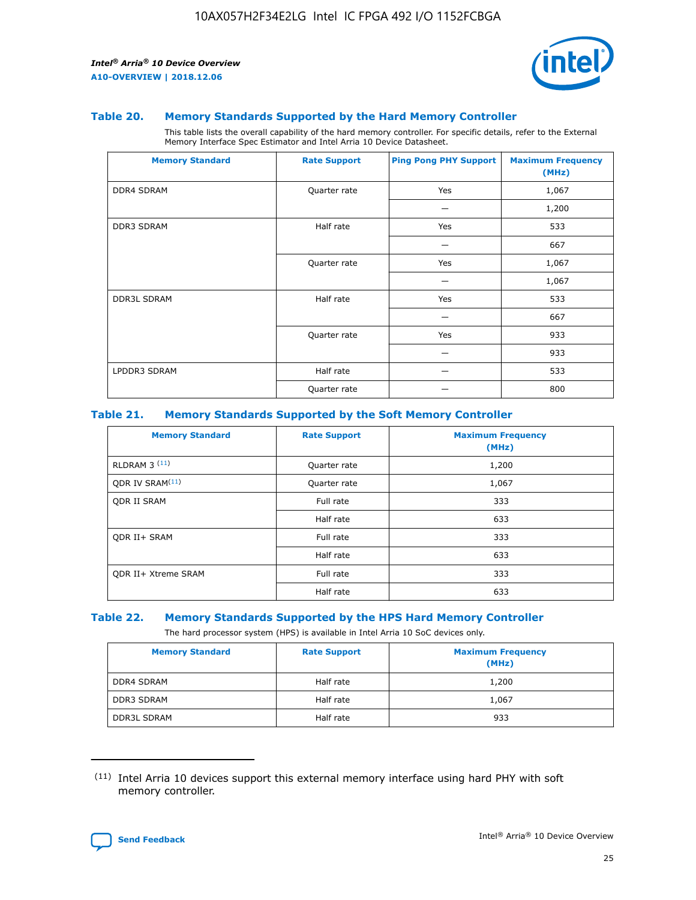### Table 20. Memory Standards Supported by the Hard Memory Controller

This table lists the overall capability of the hard memory controller. For specific details, refer to the External Memory Interface Spec Estimator and Intel Arria 10 Device Datasheet.

| Memory Standard | Rate Support | Ping Pong PHY Support | Maximum Frequency (MHz) |
|---|---|---|---|
| DDR4 SDRAM | Quarter rate | Yes | 1,067 |
| | | — | 1,200 |
| DDR3 SDRAM | Half rate | Yes | 533 |
| | | — | 667 |
| | Quarter rate | Yes | 1,067 |
| | | — | 1,067 |
| DDR3L SDRAM | Half rate | Yes | 533 |
| | | — | 667 |
| | Quarter rate | Yes | 933 |
| | | — | 933 |
| LPDDR3 SDRAM | Half rate | — | 533 |
| | Quarter rate | — | 800 |

### Table 21. Memory Standards Supported by the Soft Memory Controller

| Memory Standard | Rate Support | Maximum Frequency (MHz) |
|---|---|---|
| RLDRAM 3 (11) | Quarter rate | 1,200 |
| QDR IV SRAM(11) | Quarter rate | 1,067 |
| QDR II SRAM | Full rate | 333 |
| | Half rate | 633 |
| QDR II+ SRAM | Full rate | 333 |
| | Half rate | 633 |
| QDR II+ Xtreme SRAM | Full rate | 333 |
| | Half rate | 633 |

### Table 22. Memory Standards Supported by the HPS Hard Memory Controller

The hard processor system (HPS) is available in Intel Arria 10 SoC devices only.

| Memory Standard | Rate Support | Maximum Frequency (MHz) |
|---|---|---|
| DDR4 SDRAM | Half rate | 1,200 |
| DDR3 SDRAM | Half rate | 1,067 |
| DDR3L SDRAM | Half rate | 933 |

(11) Intel Arria 10 devices support this external memory interface using hard PHY with soft memory controller.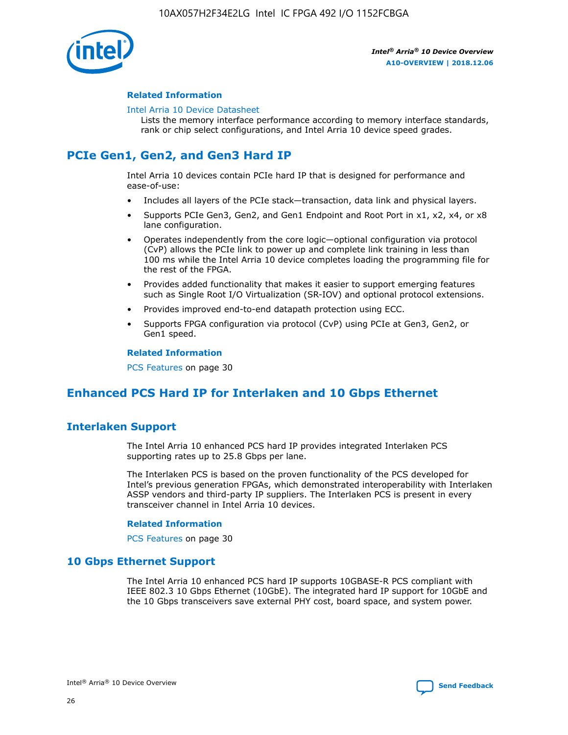#### Related Information

Intel Arria 10 Device Datasheet
Lists the memory interface performance according to memory interface standards, rank or chip select configurations, and Intel Arria 10 device speed grades.

## PCIe Gen1, Gen2, and Gen3 Hard IP

Intel Arria 10 devices contain PCIe hard IP that is designed for performance and ease-of-use:

- Includes all layers of the PCIe stack—transaction, data link and physical layers.
- Supports PCIe Gen3, Gen2, and Gen1 Endpoint and Root Port in x1, x2, x4, or x8 lane configuration.
- Operates independently from the core logic—optional configuration via protocol (CvP) allows the PCIe link to power up and complete link training in less than 100 ms while the Intel Arria 10 device completes loading the programming file for the rest of the FPGA.
- Provides added functionality that makes it easier to support emerging features such as Single Root I/O Virtualization (SR-IOV) and optional protocol extensions.
- Provides improved end-to-end datapath protection using ECC.
- Supports FPGA configuration via protocol (CvP) using PCIe at Gen3, Gen2, or Gen1 speed.

#### Related Information

PCS Features on page 30

## Enhanced PCS Hard IP for Interlaken and 10 Gbps Ethernet

### Interlaken Support

The Intel Arria 10 enhanced PCS hard IP provides integrated Interlaken PCS supporting rates up to 25.8 Gbps per lane.

The Interlaken PCS is based on the proven functionality of the PCS developed for Intel's previous generation FPGAs, which demonstrated interoperability with Interlaken ASSP vendors and third-party IP suppliers. The Interlaken PCS is present in every transceiver channel in Intel Arria 10 devices.

#### Related Information

PCS Features on page 30

### 10 Gbps Ethernet Support

The Intel Arria 10 enhanced PCS hard IP supports 10GBASE-R PCS compliant with IEEE 802.3 10 Gbps Ethernet (10GbE). The integrated hard IP support for 10GbE and the 10 Gbps transceivers save external PHY cost, board space, and system power.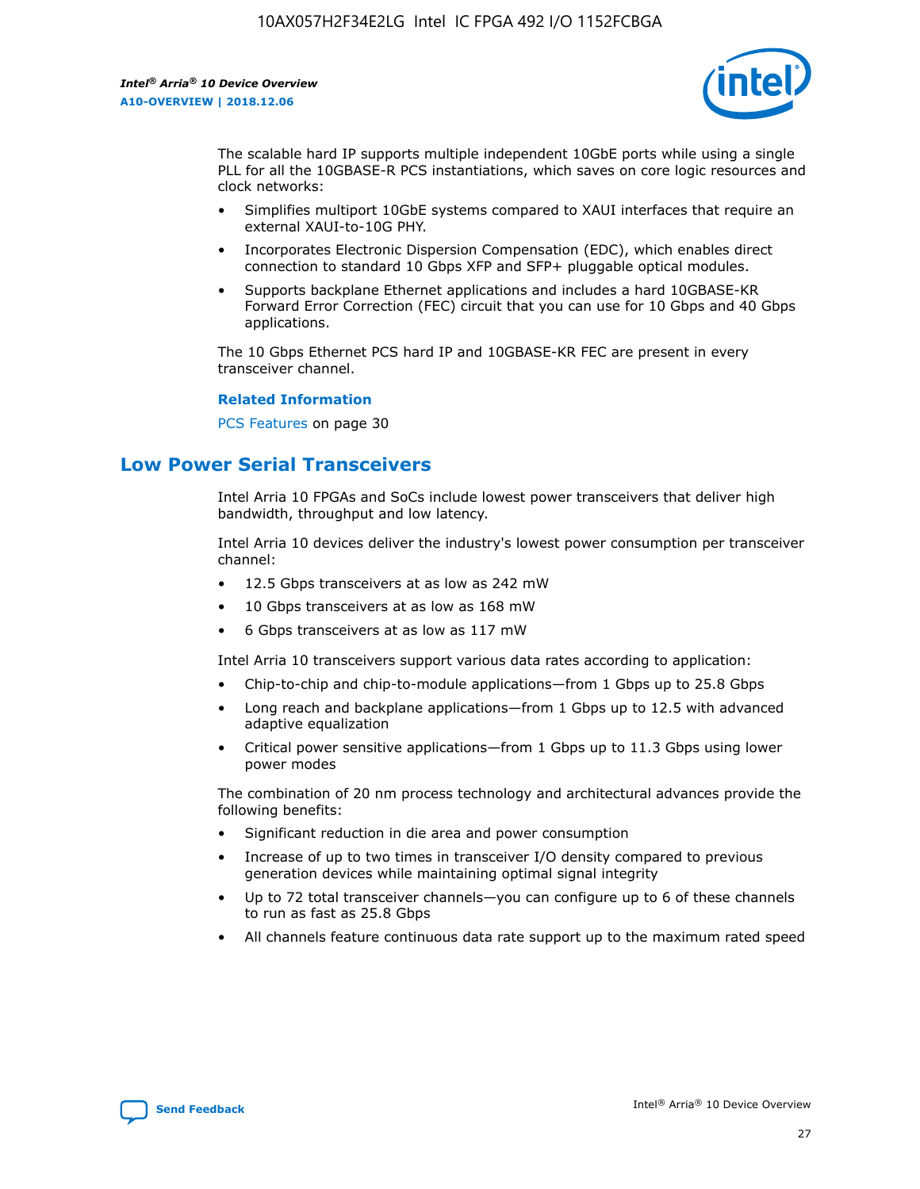The scalable hard IP supports multiple independent 10GbE ports while using a single PLL for all the 10GBASE-R PCS instantiations, which saves on core logic resources and clock networks:

- Simplifies multiport 10GbE systems compared to XAUI interfaces that require an external XAUI-to-10G PHY.
- Incorporates Electronic Dispersion Compensation (EDC), which enables direct connection to standard 10 Gbps XFP and SFP+ pluggable optical modules.
- Supports backplane Ethernet applications and includes a hard 10GBASE-KR Forward Error Correction (FEC) circuit that you can use for 10 Gbps and 40 Gbps applications.

The 10 Gbps Ethernet PCS hard IP and 10GBASE-KR FEC are present in every transceiver channel.

**Related Information**

PCS Features on page 30

## Low Power Serial Transceivers

Intel Arria 10 FPGAs and SoCs include lowest power transceivers that deliver high bandwidth, throughput and low latency.

Intel Arria 10 devices deliver the industry's lowest power consumption per transceiver channel:

- 12.5 Gbps transceivers at as low as 242 mW
- 10 Gbps transceivers at as low as 168 mW
- 6 Gbps transceivers at as low as 117 mW

Intel Arria 10 transceivers support various data rates according to application:

- Chip-to-chip and chip-to-module applications—from 1 Gbps up to 25.8 Gbps
- Long reach and backplane applications—from 1 Gbps up to 12.5 with advanced adaptive equalization
- Critical power sensitive applications—from 1 Gbps up to 11.3 Gbps using lower power modes

The combination of 20 nm process technology and architectural advances provide the following benefits:

- Significant reduction in die area and power consumption
- Increase of up to two times in transceiver I/O density compared to previous generation devices while maintaining optimal signal integrity
- Up to 72 total transceiver channels—you can configure up to 6 of these channels to run as fast as 25.8 Gbps
- All channels feature continuous data rate support up to the maximum rated speed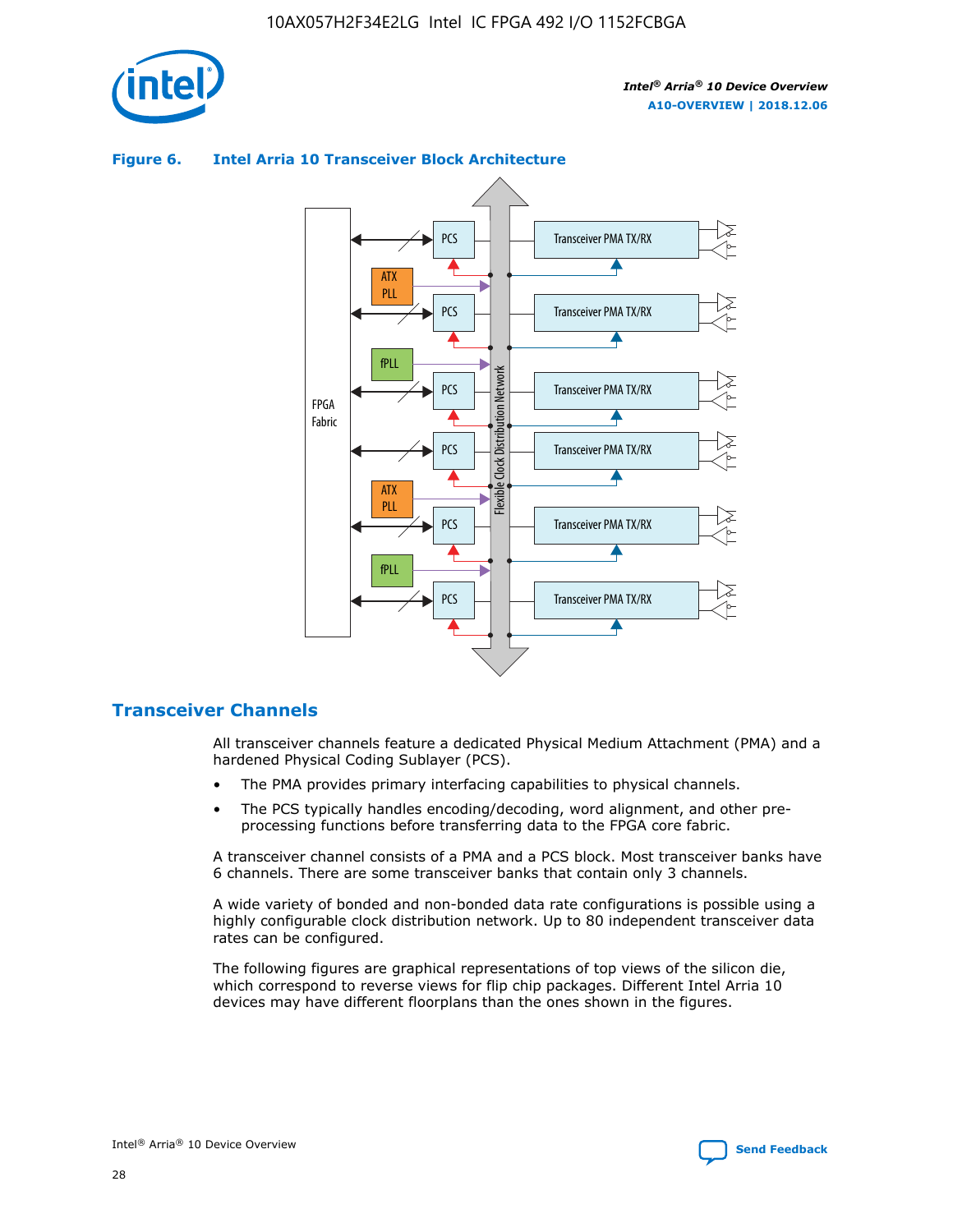**Figure 6. Intel Arria 10 Transceiver Block Architecture**

## Transceiver Channels

All transceiver channels feature a dedicated Physical Medium Attachment (PMA) and a hardened Physical Coding Sublayer (PCS).

- The PMA provides primary interfacing capabilities to physical channels.
- The PCS typically handles encoding/decoding, word alignment, and other pre-processing functions before transferring data to the FPGA core fabric.

A transceiver channel consists of a PMA and a PCS block. Most transceiver banks have 6 channels. There are some transceiver banks that contain only 3 channels.

A wide variety of bonded and non-bonded data rate configurations is possible using a highly configurable clock distribution network. Up to 80 independent transceiver data rates can be configured.

The following figures are graphical representations of top views of the silicon die, which correspond to reverse views for flip chip packages. Different Intel Arria 10 devices may have different floorplans than the ones shown in the figures.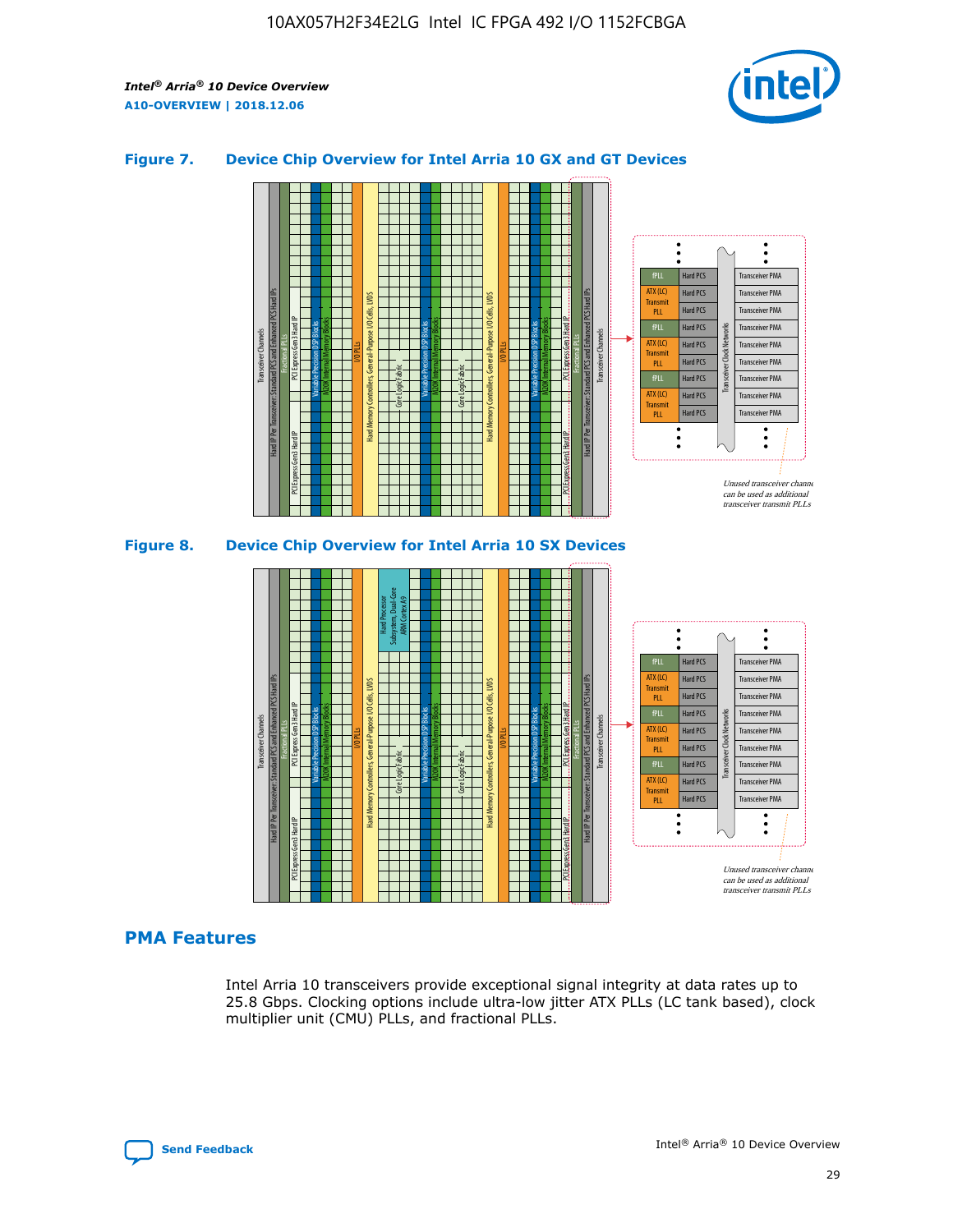### Figure 7. Device Chip Overview for Intel Arria 10 GX and GT Devices

### Figure 8. Device Chip Overview for Intel Arria 10 SX Devices

## PMA Features

Intel Arria 10 transceivers provide exceptional signal integrity at data rates up to 25.8 Gbps. Clocking options include ultra-low jitter ATX PLLs (LC tank based), clock multiplier unit (CMU) PLLs, and fractional PLLs.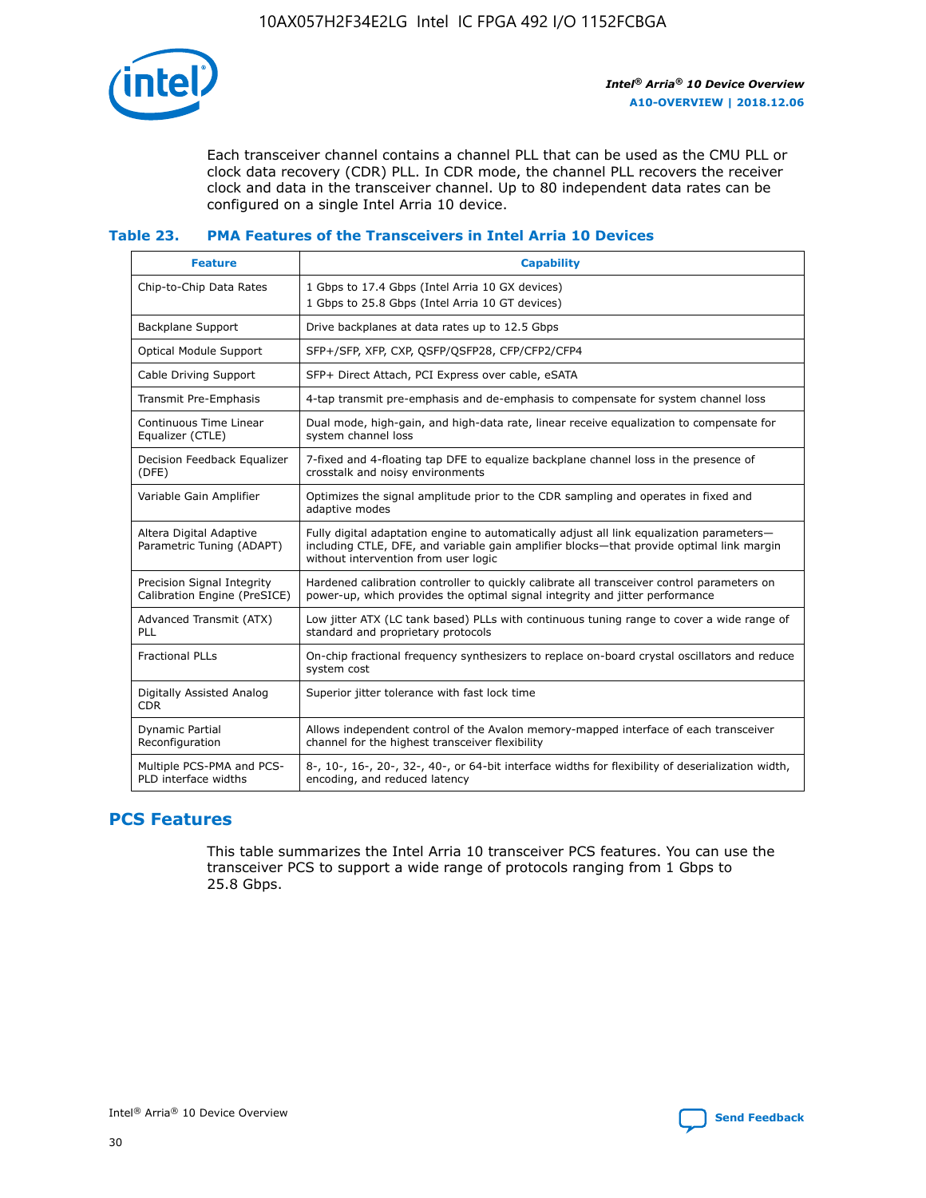Each transceiver channel contains a channel PLL that can be used as the CMU PLL or clock data recovery (CDR) PLL. In CDR mode, the channel PLL recovers the receiver clock and data in the transceiver channel. Up to 80 independent data rates can be configured on a single Intel Arria 10 device.

### Table 23. PMA Features of the Transceivers in Intel Arria 10 Devices

| Feature | Capability |
|---|---|
| Chip-to-Chip Data Rates | 1 Gbps to 17.4 Gbps (Intel Arria 10 GX devices)<br>1 Gbps to 25.8 Gbps (Intel Arria 10 GT devices) |
| Backplane Support | Drive backplanes at data rates up to 12.5 Gbps |
| Optical Module Support | SFP+/SFP, XFP, CXP, QSFP/QSFP28, CFP/CFP2/CFP4 |
| Cable Driving Support | SFP+ Direct Attach, PCI Express over cable, eSATA |
| Transmit Pre-Emphasis | 4-tap transmit pre-emphasis and de-emphasis to compensate for system channel loss |
| Continuous Time Linear Equalizer (CTLE) | Dual mode, high-gain, and high-data rate, linear receive equalization to compensate for system channel loss |
| Decision Feedback Equalizer (DFE) | 7-fixed and 4-floating tap DFE to equalize backplane channel loss in the presence of crosstalk and noisy environments |
| Variable Gain Amplifier | Optimizes the signal amplitude prior to the CDR sampling and operates in fixed and adaptive modes |
| Altera Digital Adaptive Parametric Tuning (ADAPT) | Fully digital adaptation engine to automatically adjust all link equalization parameters—including CTLE, DFE, and variable gain amplifier blocks—that provide optimal link margin without intervention from user logic |
| Precision Signal Integrity Calibration Engine (PreSICE) | Hardened calibration controller to quickly calibrate all transceiver control parameters on power-up, which provides the optimal signal integrity and jitter performance |
| Advanced Transmit (ATX) PLL | Low jitter ATX (LC tank based) PLLs with continuous tuning range to cover a wide range of standard and proprietary protocols |
| Fractional PLLs | On-chip fractional frequency synthesizers to replace on-board crystal oscillators and reduce system cost |
| Digitally Assisted Analog CDR | Superior jitter tolerance with fast lock time |
| Dynamic Partial Reconfiguration | Allows independent control of the Avalon memory-mapped interface of each transceiver channel for the highest transceiver flexibility |
| Multiple PCS-PMA and PCS-PLD interface widths | 8-, 10-, 16-, 20-, 32-, 40-, or 64-bit interface widths for flexibility of deserialization width, encoding, and reduced latency |

## PCS Features

This table summarizes the Intel Arria 10 transceiver PCS features. You can use the transceiver PCS to support a wide range of protocols ranging from 1 Gbps to 25.8 Gbps.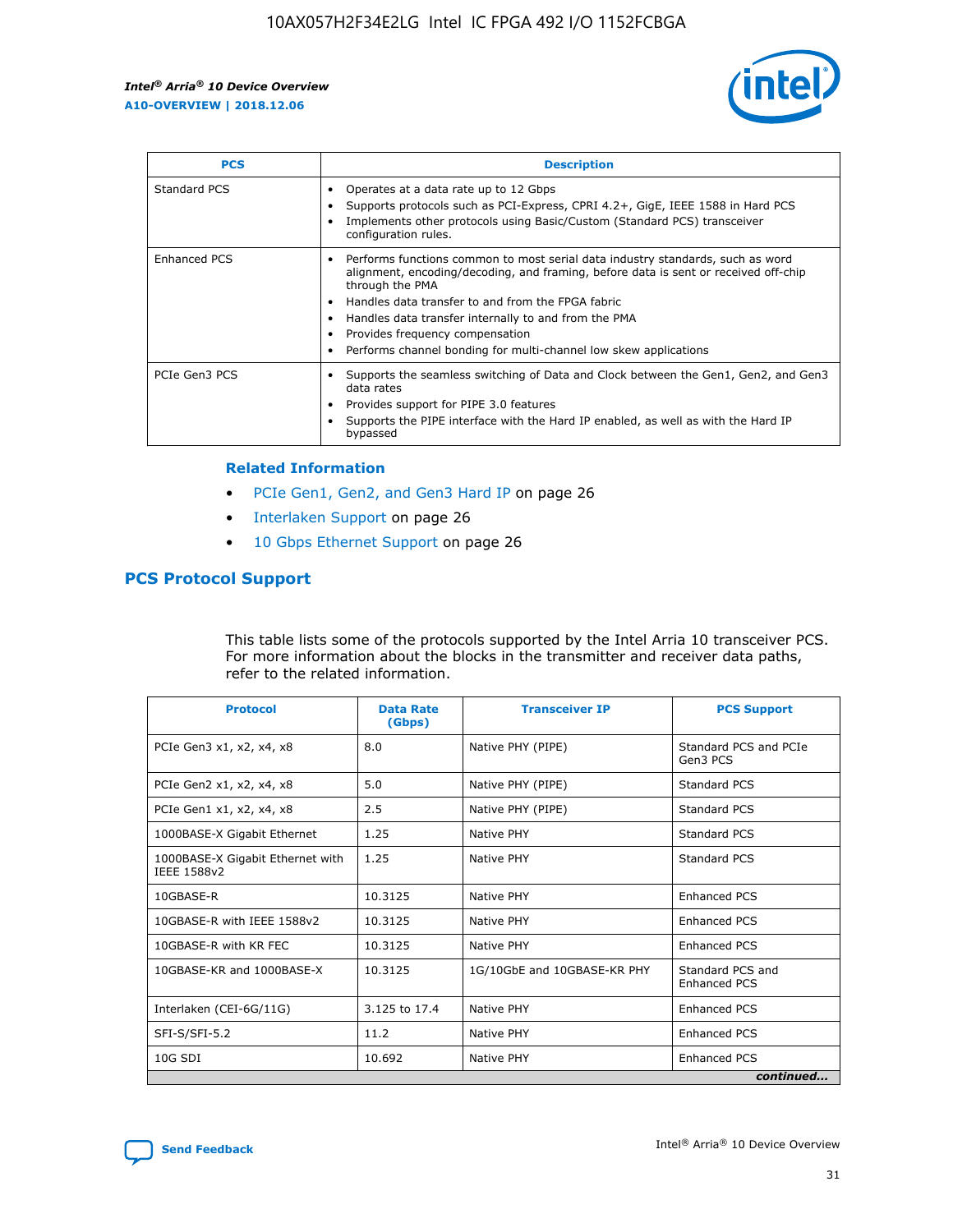| PCS | Description |
| --- | --- |
| Standard PCS | • Operates at a data rate up to 12 Gbps<br>• Supports protocols such as PCI-Express, CPRI 4.2+, GigE, IEEE 1588 in Hard PCS<br>• Implements other protocols using Basic/Custom (Standard PCS) transceiver configuration rules. |
| Enhanced PCS | • Performs functions common to most serial data industry standards, such as word alignment, encoding/decoding, and framing, before data is sent or received off-chip through the PMA<br>• Handles data transfer to and from the FPGA fabric<br>• Handles data transfer internally to and from the PMA<br>• Provides frequency compensation<br>• Performs channel bonding for multi-channel low skew applications |
| PCIe Gen3 PCS | • Supports the seamless switching of Data and Clock between the Gen1, Gen2, and Gen3 data rates<br>• Provides support for PIPE 3.0 features<br>• Supports the PIPE interface with the Hard IP enabled, as well as with the Hard IP bypassed |

**Related Information**

- PCIe Gen1, Gen2, and Gen3 Hard IP on page 26
- Interlaken Support on page 26
- 10 Gbps Ethernet Support on page 26

## PCS Protocol Support

This table lists some of the protocols supported by the Intel Arria 10 transceiver PCS. For more information about the blocks in the transmitter and receiver data paths, refer to the related information.

| Protocol | Data Rate (Gbps) | Transceiver IP | PCS Support |
| --- | --- | --- | --- |
| PCIe Gen3 x1, x2, x4, x8 | 8.0 | Native PHY (PIPE) | Standard PCS and PCIe Gen3 PCS |
| PCIe Gen2 x1, x2, x4, x8 | 5.0 | Native PHY (PIPE) | Standard PCS |
| PCIe Gen1 x1, x2, x4, x8 | 2.5 | Native PHY (PIPE) | Standard PCS |
| 1000BASE-X Gigabit Ethernet | 1.25 | Native PHY | Standard PCS |
| 1000BASE-X Gigabit Ethernet with IEEE 1588v2 | 1.25 | Native PHY | Standard PCS |
| 10GBASE-R | 10.3125 | Native PHY | Enhanced PCS |
| 10GBASE-R with IEEE 1588v2 | 10.3125 | Native PHY | Enhanced PCS |
| 10GBASE-R with KR FEC | 10.3125 | Native PHY | Enhanced PCS |
| 10GBASE-KR and 1000BASE-X | 10.3125 | 1G/10GbE and 10GBASE-KR PHY | Standard PCS and Enhanced PCS |
| Interlaken (CEI-6G/11G) | 3.125 to 17.4 | Native PHY | Enhanced PCS |
| SFI-S/SFI-5.2 | 11.2 | Native PHY | Enhanced PCS |
| 10G SDI | 10.692 | Native PHY | Enhanced PCS |

*continued...*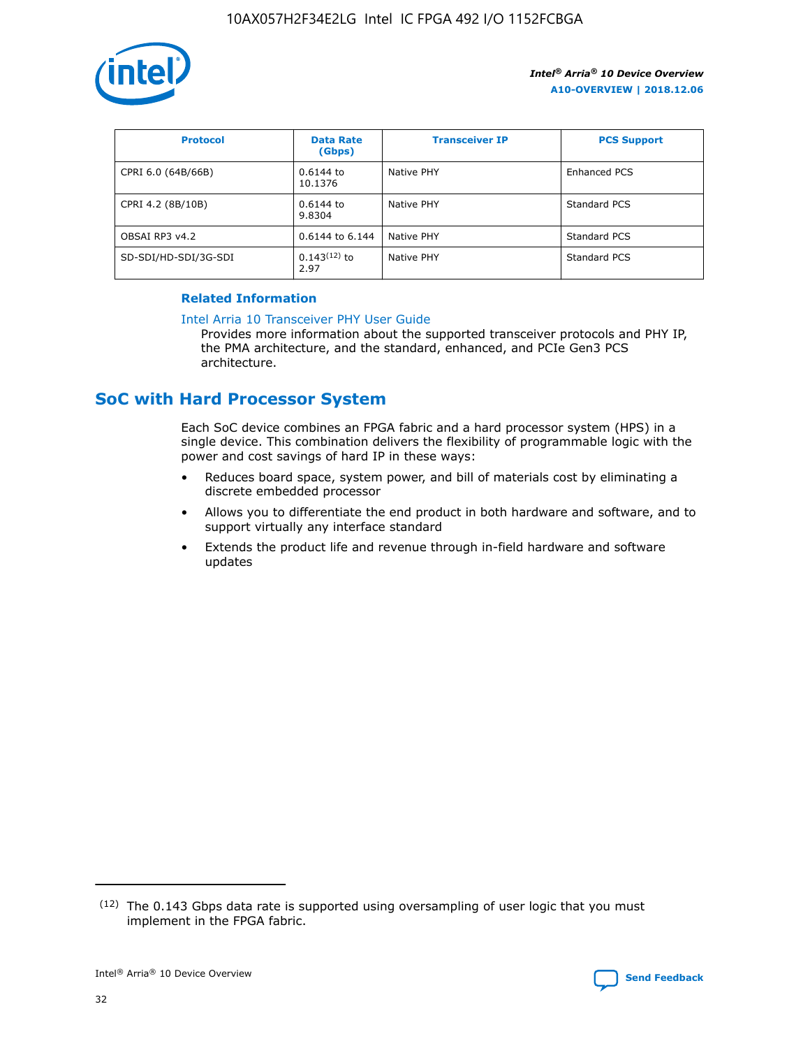| Protocol | Data Rate (Gbps) | Transceiver IP | PCS Support |
|---|---|---|---|
| CPRI 6.0 (64B/66B) | 0.6144 to 10.1376 | Native PHY | Enhanced PCS |
| CPRI 4.2 (8B/10B) | 0.6144 to 9.8304 | Native PHY | Standard PCS |
| OBSAI RP3 v4.2 | 0.6144 to 6.144 | Native PHY | Standard PCS |
| SD-SDI/HD-SDI/3G-SDI | 0.143[12] to 2.97 | Native PHY | Standard PCS |

**Related Information**

Intel Arria 10 Transceiver PHY User Guide
Provides more information about the supported transceiver protocols and PHY IP, the PMA architecture, and the standard, enhanced, and PCIe Gen3 PCS architecture.

## SoC with Hard Processor System

Each SoC device combines an FPGA fabric and a hard processor system (HPS) in a single device. This combination delivers the flexibility of programmable logic with the power and cost savings of hard IP in these ways:

- Reduces board space, system power, and bill of materials cost by eliminating a discrete embedded processor
- Allows you to differentiate the end product in both hardware and software, and to support virtually any interface standard
- Extends the product life and revenue through in-field hardware and software updates

(12) The 0.143 Gbps data rate is supported using oversampling of user logic that you must implement in the FPGA fabric.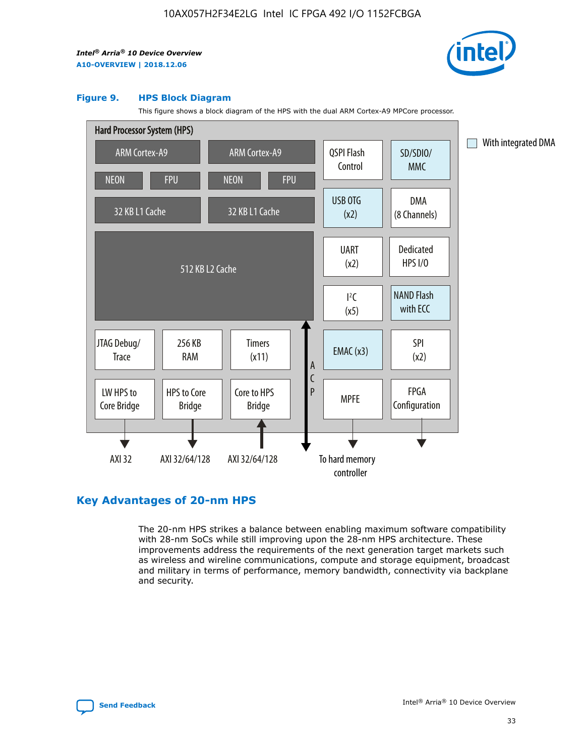### Figure 9. HPS Block Diagram

This figure shows a block diagram of the HPS with the dual ARM Cortex-A9 MPCore processor.

Hard Processor System (HPS)

- ARM Cortex-A9 (NEON, FPU, 32 KB L1 Cache)
- ARM Cortex-A9 (NEON, FPU, 32 KB L1 Cache)
- 512 KB L2 Cache
- QSPI Flash Control
- SD/SDIO/ MMC
- USB OTG (x2)
- DMA (8 Channels)
- UART (x2)
- Dedicated HPS I/O
- $I^2C$ (x5)
- NAND Flash with ECC
- JTAG Debug/ Trace
- 256 KB RAM
- Timers (x11)
- EMAC (x3)
- SPI (x2)
- LW HPS to Core Bridge → AXI 32
- HPS to Core Bridge → AXI 32/64/128
- Core to HPS Bridge ← AXI 32/64/128
- ACP
- MPFE → To hard memory controller
- FPGA Configuration

With integrated DMA

## Key Advantages of 20-nm HPS

The 20-nm HPS strikes a balance between enabling maximum software compatibility with 28-nm SoCs while still improving upon the 28-nm HPS architecture. These improvements address the requirements of the next generation target markets such as wireless and wireline communications, compute and storage equipment, broadcast and military in terms of performance, memory bandwidth, connectivity via backplane and security.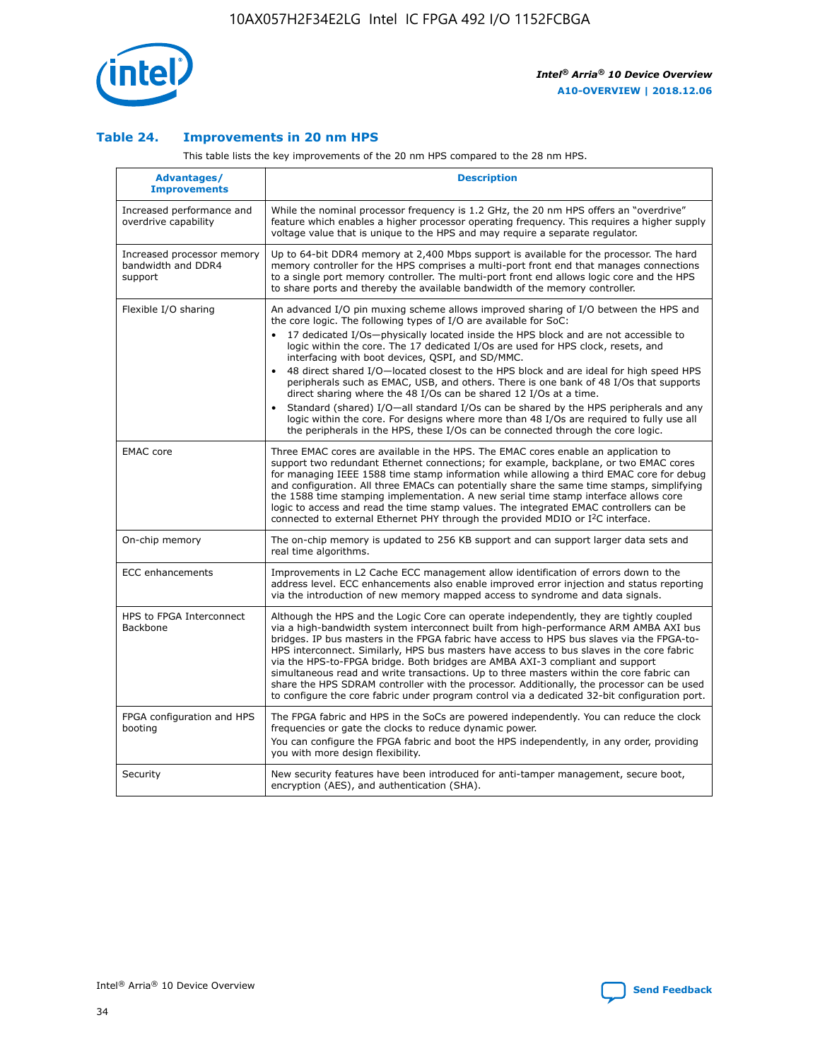## Table 24. Improvements in 20 nm HPS

This table lists the key improvements of the 20 nm HPS compared to the 28 nm HPS.

| Advantages/ Improvements | Description |
|---|---|
| Increased performance and overdrive capability | While the nominal processor frequency is 1.2 GHz, the 20 nm HPS offers an "overdrive" feature which enables a higher processor operating frequency. This requires a higher supply voltage value that is unique to the HPS and may require a separate regulator. |
| Increased processor memory bandwidth and DDR4 support | Up to 64-bit DDR4 memory at 2,400 Mbps support is available for the processor. The hard memory controller for the HPS comprises a multi-port front end that manages connections to a single port memory controller. The multi-port front end allows logic core and the HPS to share ports and thereby the available bandwidth of the memory controller. |
| Flexible I/O sharing | An advanced I/O pin muxing scheme allows improved sharing of I/O between the HPS and the core logic. The following types of I/O are available for SoC:<br>• 17 dedicated I/Os—physically located inside the HPS block and are not accessible to logic within the core. The 17 dedicated I/Os are used for HPS clock, resets, and interfacing with boot devices, QSPI, and SD/MMC.<br>• 48 direct shared I/O—located closest to the HPS block and are ideal for high speed HPS peripherals such as EMAC, USB, and others. There is one bank of 48 I/Os that supports direct sharing where the 48 I/Os can be shared 12 I/Os at a time.<br>• Standard (shared) I/O—all standard I/Os can be shared by the HPS peripherals and any logic within the core. For designs where more than 48 I/Os are required to fully use all the peripherals in the HPS, these I/Os can be connected through the core logic. |
| EMAC core | Three EMAC cores are available in the HPS. The EMAC cores enable an application to support two redundant Ethernet connections; for example, backplane, or two EMAC cores for managing IEEE 1588 time stamp information while allowing a third EMAC core for debug and configuration. All three EMACs can potentially share the same time stamps, simplifying the 1588 time stamping implementation. A new serial time stamp interface allows core logic to access and read the time stamp values. The integrated EMAC controllers can be connected to external Ethernet PHY through the provided MDIO or I²C interface. |
| On-chip memory | The on-chip memory is updated to 256 KB support and can support larger data sets and real time algorithms. |
| ECC enhancements | Improvements in L2 Cache ECC management allow identification of errors down to the address level. ECC enhancements also enable improved error injection and status reporting via the introduction of new memory mapped access to syndrome and data signals. |
| HPS to FPGA Interconnect Backbone | Although the HPS and the Logic Core can operate independently, they are tightly coupled via a high-bandwidth system interconnect built from high-performance ARM AMBA AXI bus bridges. IP bus masters in the FPGA fabric have access to HPS bus slaves via the FPGA-to-HPS interconnect. Similarly, HPS bus masters have access to bus slaves in the core fabric via the HPS-to-FPGA bridge. Both bridges are AMBA AXI-3 compliant and support simultaneous read and write transactions. Up to three masters within the core fabric can share the HPS SDRAM controller with the processor. Additionally, the processor can be used to configure the core fabric under program control via a dedicated 32-bit configuration port. |
| FPGA configuration and HPS booting | The FPGA fabric and HPS in the SoCs are powered independently. You can reduce the clock frequencies or gate the clocks to reduce dynamic power.<br>You can configure the FPGA fabric and boot the HPS independently, in any order, providing you with more design flexibility. |
| Security | New security features have been introduced for anti-tamper management, secure boot, encryption (AES), and authentication (SHA). |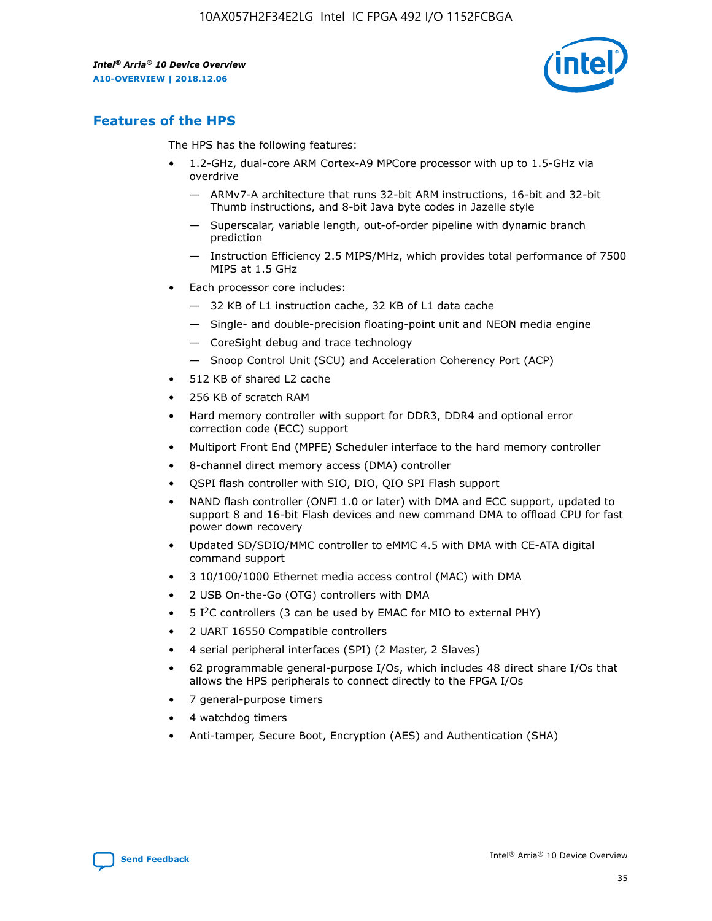## Features of the HPS

The HPS has the following features:

- 1.2-GHz, dual-core ARM Cortex-A9 MPCore processor with up to 1.5-GHz via overdrive
  - ARMv7-A architecture that runs 32-bit ARM instructions, 16-bit and 32-bit Thumb instructions, and 8-bit Java byte codes in Jazelle style
  - Superscalar, variable length, out-of-order pipeline with dynamic branch prediction
  - Instruction Efficiency 2.5 MIPS/MHz, which provides total performance of 7500 MIPS at 1.5 GHz
- Each processor core includes:
  - 32 KB of L1 instruction cache, 32 KB of L1 data cache
  - Single- and double-precision floating-point unit and NEON media engine
  - CoreSight debug and trace technology
  - Snoop Control Unit (SCU) and Acceleration Coherency Port (ACP)
- 512 KB of shared L2 cache
- 256 KB of scratch RAM
- Hard memory controller with support for DDR3, DDR4 and optional error correction code (ECC) support
- Multiport Front End (MPFE) Scheduler interface to the hard memory controller
- 8-channel direct memory access (DMA) controller
- QSPI flash controller with SIO, DIO, QIO SPI Flash support
- NAND flash controller (ONFI 1.0 or later) with DMA and ECC support, updated to support 8 and 16-bit Flash devices and new command DMA to offload CPU for fast power down recovery
- Updated SD/SDIO/MMC controller to eMMC 4.5 with DMA with CE-ATA digital command support
- 3 10/100/1000 Ethernet media access control (MAC) with DMA
- 2 USB On-the-Go (OTG) controllers with DMA
- 5 I$^2$C controllers (3 can be used by EMAC for MIO to external PHY)
- 2 UART 16550 Compatible controllers
- 4 serial peripheral interfaces (SPI) (2 Master, 2 Slaves)
- 62 programmable general-purpose I/Os, which includes 48 direct share I/Os that allows the HPS peripherals to connect directly to the FPGA I/Os
- 7 general-purpose timers
- 4 watchdog timers
- Anti-tamper, Secure Boot, Encryption (AES) and Authentication (SHA)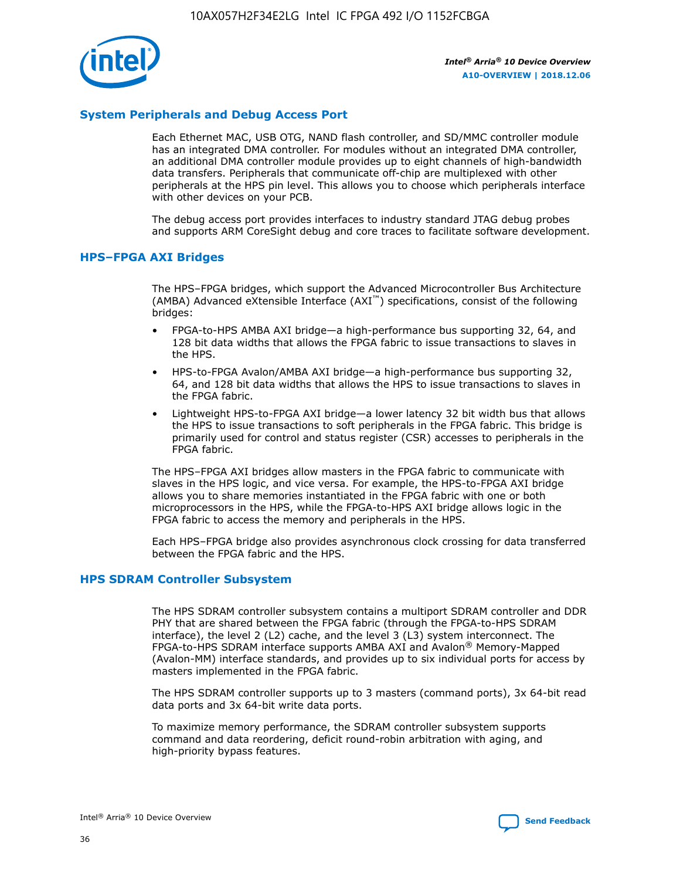## System Peripherals and Debug Access Port

Each Ethernet MAC, USB OTG, NAND flash controller, and SD/MMC controller module has an integrated DMA controller. For modules without an integrated DMA controller, an additional DMA controller module provides up to eight channels of high-bandwidth data transfers. Peripherals that communicate off-chip are multiplexed with other peripherals at the HPS pin level. This allows you to choose which peripherals interface with other devices on your PCB.

The debug access port provides interfaces to industry standard JTAG debug probes and supports ARM CoreSight debug and core traces to facilitate software development.

## HPS–FPGA AXI Bridges

The HPS–FPGA bridges, which support the Advanced Microcontroller Bus Architecture (AMBA) Advanced eXtensible Interface (AXI™) specifications, consist of the following bridges:

- FPGA-to-HPS AMBA AXI bridge—a high-performance bus supporting 32, 64, and 128 bit data widths that allows the FPGA fabric to issue transactions to slaves in the HPS.
- HPS-to-FPGA Avalon/AMBA AXI bridge—a high-performance bus supporting 32, 64, and 128 bit data widths that allows the HPS to issue transactions to slaves in the FPGA fabric.
- Lightweight HPS-to-FPGA AXI bridge—a lower latency 32 bit width bus that allows the HPS to issue transactions to soft peripherals in the FPGA fabric. This bridge is primarily used for control and status register (CSR) accesses to peripherals in the FPGA fabric.

The HPS–FPGA AXI bridges allow masters in the FPGA fabric to communicate with slaves in the HPS logic, and vice versa. For example, the HPS-to-FPGA AXI bridge allows you to share memories instantiated in the FPGA fabric with one or both microprocessors in the HPS, while the FPGA-to-HPS AXI bridge allows logic in the FPGA fabric to access the memory and peripherals in the HPS.

Each HPS–FPGA bridge also provides asynchronous clock crossing for data transferred between the FPGA fabric and the HPS.

## HPS SDRAM Controller Subsystem

The HPS SDRAM controller subsystem contains a multiport SDRAM controller and DDR PHY that are shared between the FPGA fabric (through the FPGA-to-HPS SDRAM interface), the level 2 (L2) cache, and the level 3 (L3) system interconnect. The FPGA-to-HPS SDRAM interface supports AMBA AXI and Avalon® Memory-Mapped (Avalon-MM) interface standards, and provides up to six individual ports for access by masters implemented in the FPGA fabric.

The HPS SDRAM controller supports up to 3 masters (command ports), 3x 64-bit read data ports and 3x 64-bit write data ports.

To maximize memory performance, the SDRAM controller subsystem supports command and data reordering, deficit round-robin arbitration with aging, and high-priority bypass features.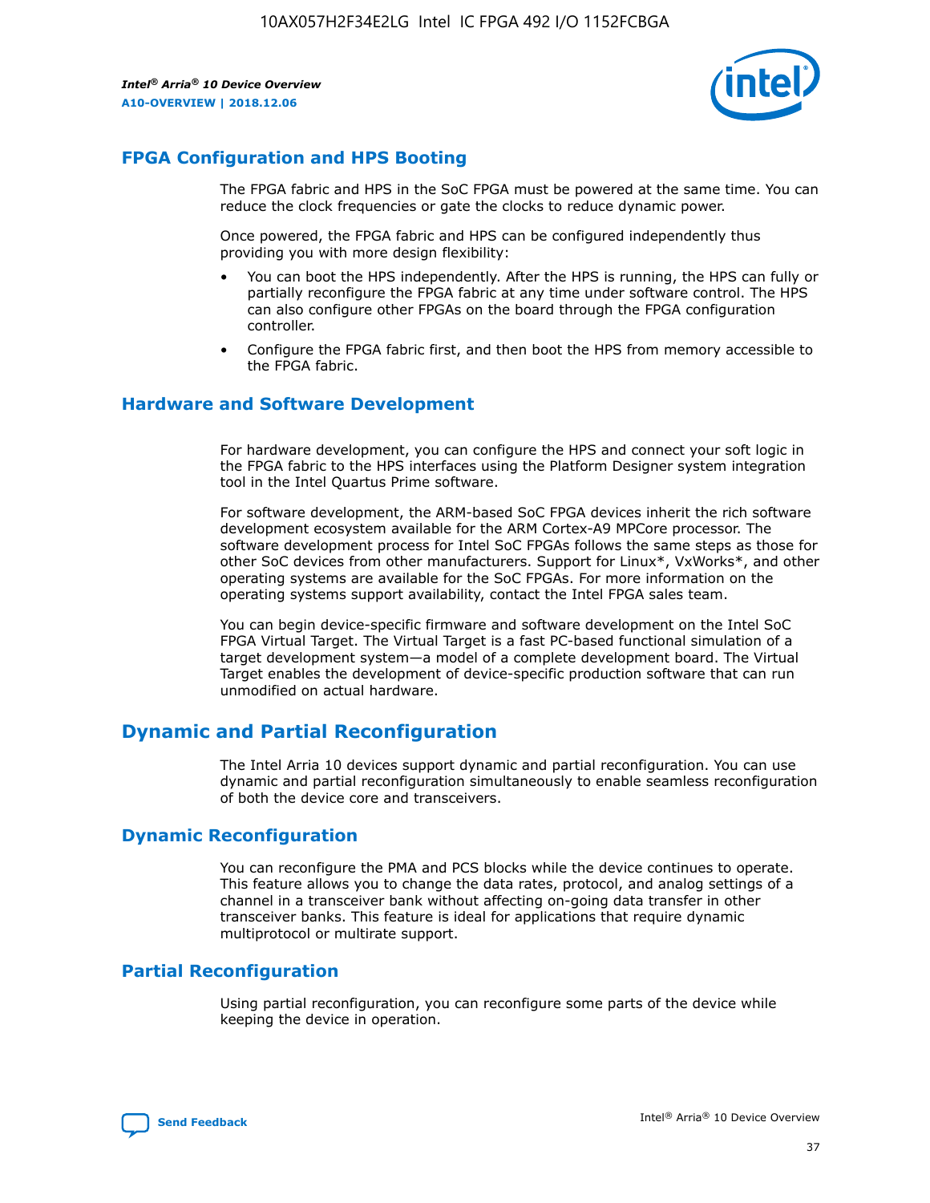## FPGA Configuration and HPS Booting

The FPGA fabric and HPS in the SoC FPGA must be powered at the same time. You can reduce the clock frequencies or gate the clocks to reduce dynamic power.

Once powered, the FPGA fabric and HPS can be configured independently thus providing you with more design flexibility:

- You can boot the HPS independently. After the HPS is running, the HPS can fully or partially reconfigure the FPGA fabric at any time under software control. The HPS can also configure other FPGAs on the board through the FPGA configuration controller.
- Configure the FPGA fabric first, and then boot the HPS from memory accessible to the FPGA fabric.

## Hardware and Software Development

For hardware development, you can configure the HPS and connect your soft logic in the FPGA fabric to the HPS interfaces using the Platform Designer system integration tool in the Intel Quartus Prime software.

For software development, the ARM-based SoC FPGA devices inherit the rich software development ecosystem available for the ARM Cortex-A9 MPCore processor. The software development process for Intel SoC FPGAs follows the same steps as those for other SoC devices from other manufacturers. Support for Linux*, VxWorks*, and other operating systems are available for the SoC FPGAs. For more information on the operating systems support availability, contact the Intel FPGA sales team.

You can begin device-specific firmware and software development on the Intel SoC FPGA Virtual Target. The Virtual Target is a fast PC-based functional simulation of a target development system—a model of a complete development board. The Virtual Target enables the development of device-specific production software that can run unmodified on actual hardware.

# Dynamic and Partial Reconfiguration

The Intel Arria 10 devices support dynamic and partial reconfiguration. You can use dynamic and partial reconfiguration simultaneously to enable seamless reconfiguration of both the device core and transceivers.

## Dynamic Reconfiguration

You can reconfigure the PMA and PCS blocks while the device continues to operate. This feature allows you to change the data rates, protocol, and analog settings of a channel in a transceiver bank without affecting on-going data transfer in other transceiver banks. This feature is ideal for applications that require dynamic multiprotocol or multirate support.

## Partial Reconfiguration

Using partial reconfiguration, you can reconfigure some parts of the device while keeping the device in operation.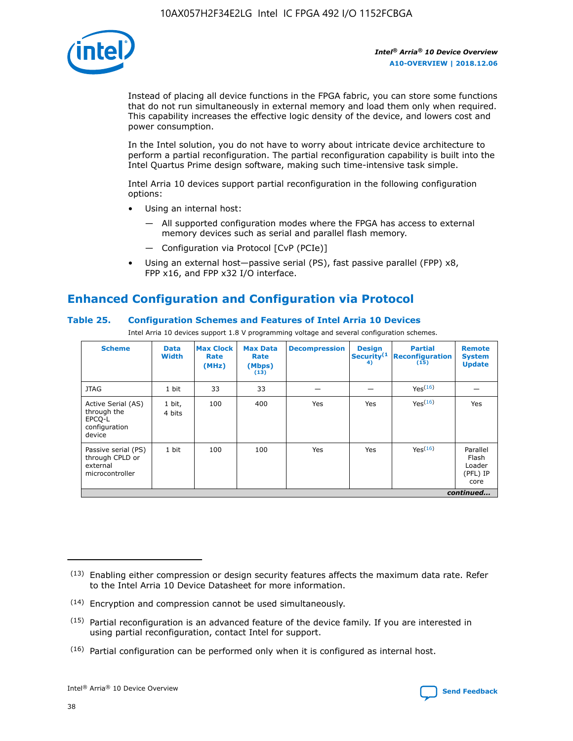Instead of placing all device functions in the FPGA fabric, you can store some functions that do not run simultaneously in external memory and load them only when required. This capability increases the effective logic density of the device, and lowers cost and power consumption.

In the Intel solution, you do not have to worry about intricate device architecture to perform a partial reconfiguration. The partial reconfiguration capability is built into the Intel Quartus Prime design software, making such time-intensive task simple.

Intel Arria 10 devices support partial reconfiguration in the following configuration options:

- Using an internal host:
  - All supported configuration modes where the FPGA has access to external memory devices such as serial and parallel flash memory.
  - Configuration via Protocol [CvP (PCIe)]
- Using an external host—passive serial (PS), fast passive parallel (FPP) x8, FPP x16, and FPP x32 I/O interface.

## Enhanced Configuration and Configuration via Protocol

### Table 25. Configuration Schemes and Features of Intel Arria 10 Devices

Intel Arria 10 devices support 1.8 V programming voltage and several configuration schemes.

| Scheme | Data Width | Max Clock Rate (MHz) | Max Data Rate (Mbps) (13) | Decompression | Design Security (14) | Partial Reconfiguration (15) | Remote System Update |
|---|---|---|---|---|---|---|---|
| JTAG | 1 bit | 33 | 33 | — | — | Yes(16) | — |
| Active Serial (AS) through the EPCQ-L configuration device | 1 bit, 4 bits | 100 | 400 | Yes | Yes | Yes(16) | Yes |
| Passive serial (PS) through CPLD or external microcontroller | 1 bit | 100 | 100 | Yes | Yes | Yes(16) | Parallel Flash Loader (PFL) IP core |

*continued...*

(13) Enabling either compression or design security features affects the maximum data rate. Refer to the Intel Arria 10 Device Datasheet for more information.

(14) Encryption and compression cannot be used simultaneously.

(15) Partial reconfiguration is an advanced feature of the device family. If you are interested in using partial reconfiguration, contact Intel for support.

(16) Partial configuration can be performed only when it is configured as internal host.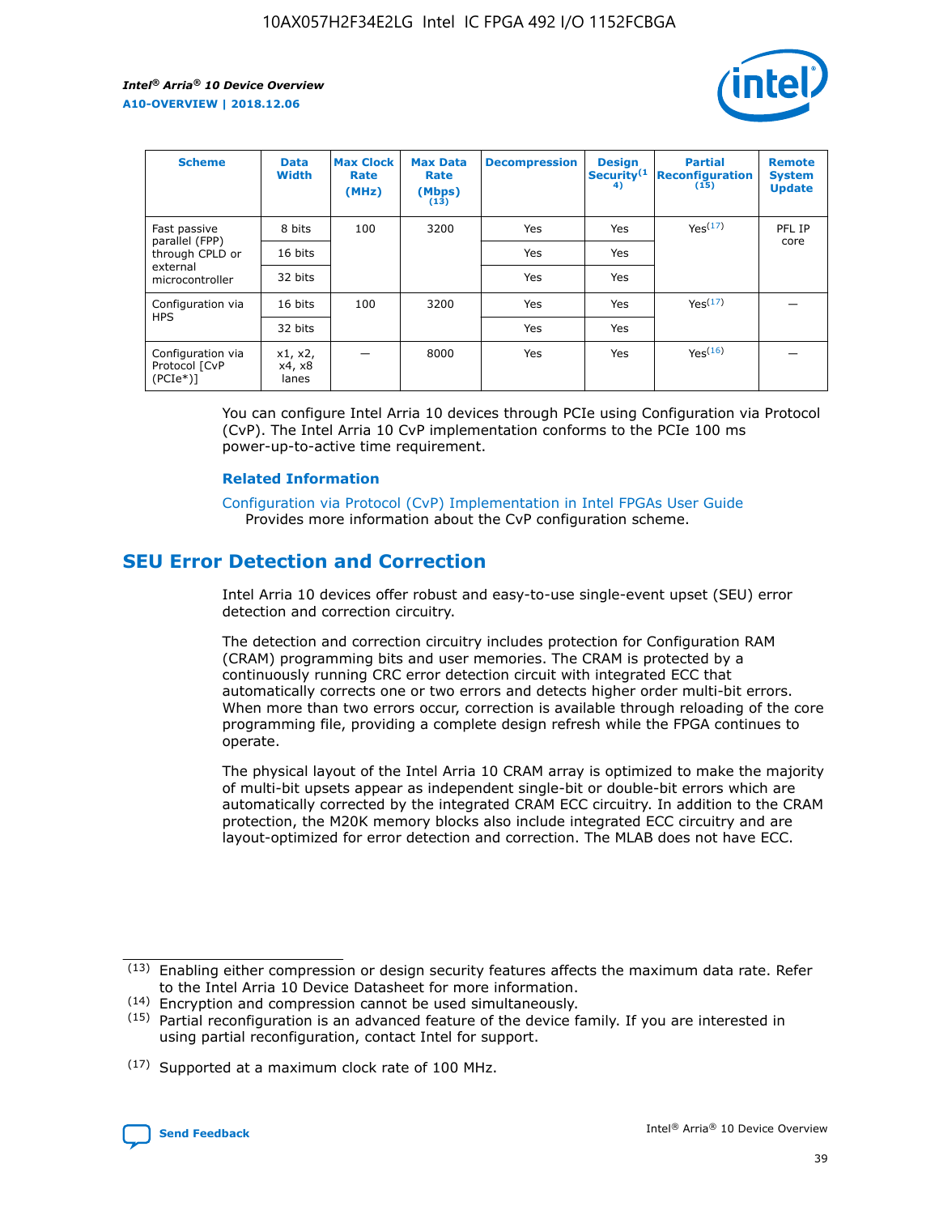| Scheme | Data Width | Max Clock Rate (MHz) | Max Data Rate (Mbps) (13) | Decompression | Design Security(14) | Partial Reconfiguration (15) | Remote System Update |
|---|---|---|---|---|---|---|---|
| Fast passive parallel (FPP) through CPLD or external microcontroller | 8 bits | 100 | 3200 | Yes | Yes | Yes(17) | PFL IP core |
| | 16 bits | | | Yes | Yes | | |
| | 32 bits | | | Yes | Yes | | |
| Configuration via HPS | 16 bits | 100 | 3200 | Yes | Yes | Yes(17) | — |
| | 32 bits | | | Yes | Yes | | |
| Configuration via Protocol [CvP (PCIe*)] | x1, x2, x4, x8 lanes | — | 8000 | Yes | Yes | Yes(16) | — |

You can configure Intel Arria 10 devices through PCIe using Configuration via Protocol (CvP). The Intel Arria 10 CvP implementation conforms to the PCIe 100 ms power-up-to-active time requirement.

### Related Information

Configuration via Protocol (CvP) Implementation in Intel FPGAs User Guide
Provides more information about the CvP configuration scheme.

## SEU Error Detection and Correction

Intel Arria 10 devices offer robust and easy-to-use single-event upset (SEU) error detection and correction circuitry.

The detection and correction circuitry includes protection for Configuration RAM (CRAM) programming bits and user memories. The CRAM is protected by a continuously running CRC error detection circuit with integrated ECC that automatically corrects one or two errors and detects higher order multi-bit errors. When more than two errors occur, correction is available through reloading of the core programming file, providing a complete design refresh while the FPGA continues to operate.

The physical layout of the Intel Arria 10 CRAM array is optimized to make the majority of multi-bit upsets appear as independent single-bit or double-bit errors which are automatically corrected by the integrated CRAM ECC circuitry. In addition to the CRAM protection, the M20K memory blocks also include integrated ECC circuitry and are layout-optimized for error detection and correction. The MLAB does not have ECC.

(13) Enabling either compression or design security features affects the maximum data rate. Refer to the Intel Arria 10 Device Datasheet for more information.

(14) Encryption and compression cannot be used simultaneously.

(15) Partial reconfiguration is an advanced feature of the device family. If you are interested in using partial reconfiguration, contact Intel for support.

(17) Supported at a maximum clock rate of 100 MHz.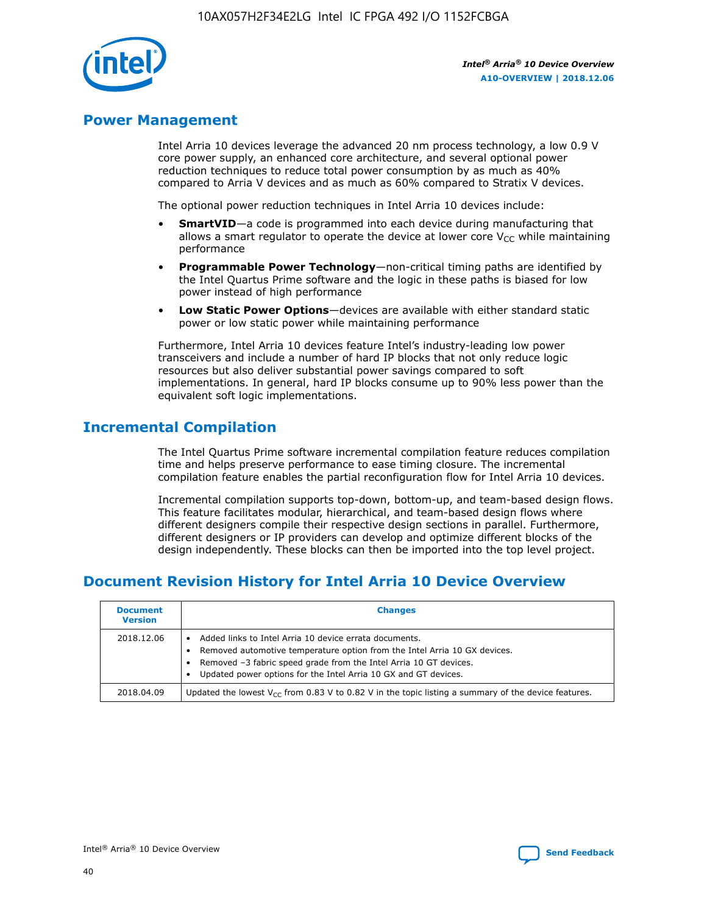## Power Management

Intel Arria 10 devices leverage the advanced 20 nm process technology, a low 0.9 V core power supply, an enhanced core architecture, and several optional power reduction techniques to reduce total power consumption by as much as 40% compared to Arria V devices and as much as 60% compared to Stratix V devices.

The optional power reduction techniques in Intel Arria 10 devices include:

- **SmartVID**—a code is programmed into each device during manufacturing that allows a smart regulator to operate the device at lower core $V_{CC}$ while maintaining performance
- **Programmable Power Technology**—non-critical timing paths are identified by the Intel Quartus Prime software and the logic in these paths is biased for low power instead of high performance
- **Low Static Power Options**—devices are available with either standard static power or low static power while maintaining performance

Furthermore, Intel Arria 10 devices feature Intel's industry-leading low power transceivers and include a number of hard IP blocks that not only reduce logic resources but also deliver substantial power savings compared to soft implementations. In general, hard IP blocks consume up to 90% less power than the equivalent soft logic implementations.

## Incremental Compilation

The Intel Quartus Prime software incremental compilation feature reduces compilation time and helps preserve performance to ease timing closure. The incremental compilation feature enables the partial reconfiguration flow for Intel Arria 10 devices.

Incremental compilation supports top-down, bottom-up, and team-based design flows. This feature facilitates modular, hierarchical, and team-based design flows where different designers compile their respective design sections in parallel. Furthermore, different designers or IP providers can develop and optimize different blocks of the design independently. These blocks can then be imported into the top level project.

## Document Revision History for Intel Arria 10 Device Overview

| Document Version | Changes |
| --- | --- |
| 2018.12.06 | • Added links to Intel Arria 10 device errata documents.<br>• Removed automotive temperature option from the Intel Arria 10 GX devices.<br>• Removed –3 fabric speed grade from the Intel Arria 10 GT devices.<br>• Updated power options for the Intel Arria 10 GX and GT devices. |
| 2018.04.09 | Updated the lowest $V_{CC}$ from 0.83 V to 0.82 V in the topic listing a summary of the device features. |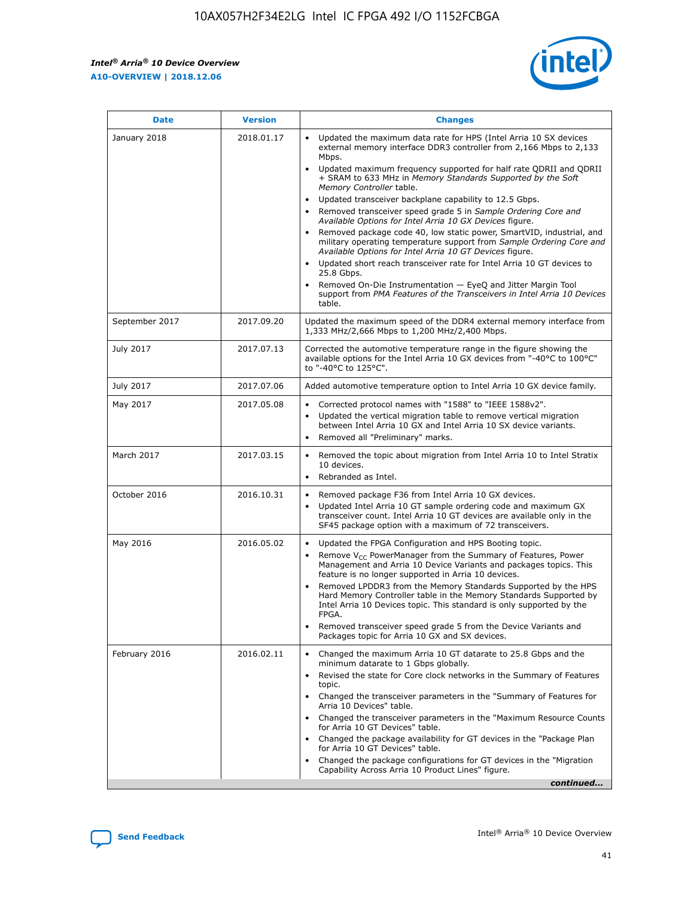| Date | Version | Changes |
| --- | --- | --- |
| January 2018 | 2018.01.17 | • Updated the maximum data rate for HPS (Intel Arria 10 SX devices external memory interface DDR3 controller from 2,166 Mbps to 2,133 Mbps.<br>• Updated maximum frequency supported for half rate QDRII and QDRII + SRAM to 633 MHz in *Memory Standards Supported by the Soft Memory Controller* table.<br>• Updated transceiver backplane capability to 12.5 Gbps.<br>• Removed transceiver speed grade 5 in *Sample Ordering Core and Available Options for Intel Arria 10 GX Devices* figure.<br>• Removed package code 40, low static power, SmartVID, industrial, and military operating temperature support from *Sample Ordering Core and Available Options for Intel Arria 10 GT Devices* figure.<br>• Updated short reach transceiver rate for Intel Arria 10 GT devices to 25.8 Gbps.<br>• Removed On-Die Instrumentation — EyeQ and Jitter Margin Tool support from *PMA Features of the Transceivers in Intel Arria 10 Devices* table. |
| September 2017 | 2017.09.20 | Updated the maximum speed of the DDR4 external memory interface from 1,333 MHz/2,666 Mbps to 1,200 MHz/2,400 Mbps. |
| July 2017 | 2017.07.13 | Corrected the automotive temperature range in the figure showing the available options for the Intel Arria 10 GX devices from "-40°C to 100°C" to "-40°C to 125°C". |
| July 2017 | 2017.07.06 | Added automotive temperature option to Intel Arria 10 GX device family. |
| May 2017 | 2017.05.08 | • Corrected protocol names with "1588" to "IEEE 1588v2".<br>• Updated the vertical migration table to remove vertical migration between Intel Arria 10 GX and Intel Arria 10 SX device variants.<br>• Removed all "Preliminary" marks. |
| March 2017 | 2017.03.15 | • Removed the topic about migration from Intel Arria 10 to Intel Stratix 10 devices.<br>• Rebranded as Intel. |
| October 2016 | 2016.10.31 | • Removed package F36 from Intel Arria 10 GX devices.<br>• Updated Intel Arria 10 GT sample ordering code and maximum GX transceiver count. Intel Arria 10 GT devices are available only in the SF45 package option with a maximum of 72 transceivers. |
| May 2016 | 2016.05.02 | • Updated the FPGA Configuration and HPS Booting topic.<br>• Remove $V_{CC}$ PowerManager from the Summary of Features, Power Management and Arria 10 Device Variants and packages topics. This feature is no longer supported in Arria 10 devices.<br>• Removed LPDDR3 from the Memory Standards Supported by the HPS Hard Memory Controller table in the Memory Standards Supported by Intel Arria 10 Devices topic. This standard is only supported by the FPGA.<br>• Removed transceiver speed grade 5 from the Device Variants and Packages topic for Arria 10 GX and SX devices. |
| February 2016 | 2016.02.11 | • Changed the maximum Arria 10 GT datarate to 25.8 Gbps and the minimum datarate to 1 Gbps globally.<br>• Revised the state for Core clock networks in the Summary of Features topic.<br>• Changed the transceiver parameters in the "Summary of Features for Arria 10 Devices" table.<br>• Changed the transceiver parameters in the "Maximum Resource Counts for Arria 10 GT Devices" table.<br>• Changed the package availability for GT devices in the "Package Plan for Arria 10 GT Devices" table.<br>• Changed the package configurations for GT devices in the "Migration Capability Across Arria 10 Product Lines" figure. |

*continued...*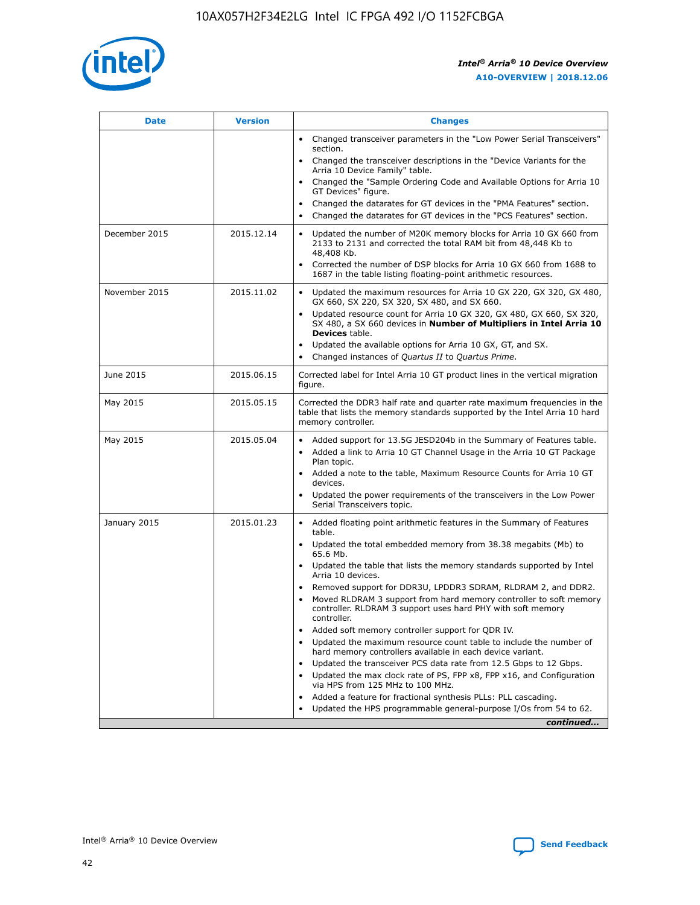| Date | Version | Changes |
| --- | --- | --- |
| | | • Changed transceiver parameters in the "Low Power Serial Transceivers" section.<br>• Changed the transceiver descriptions in the "Device Variants for the Arria 10 Device Family" table.<br>• Changed the "Sample Ordering Code and Available Options for Arria 10 GT Devices" figure.<br>• Changed the datarates for GT devices in the "PMA Features" section.<br>• Changed the datarates for GT devices in the "PCS Features" section. |
| December 2015 | 2015.12.14 | • Updated the number of M20K memory blocks for Arria 10 GX 660 from 2133 to 2131 and corrected the total RAM bit from 48,448 Kb to 48,408 Kb.<br>• Corrected the number of DSP blocks for Arria 10 GX 660 from 1688 to 1687 in the table listing floating-point arithmetic resources. |
| November 2015 | 2015.11.02 | • Updated the maximum resources for Arria 10 GX 220, GX 320, GX 480, GX 660, SX 220, SX 320, SX 480, and SX 660.<br>• Updated resource count for Arria 10 GX 320, GX 480, GX 660, SX 320, SX 480, a SX 660 devices in **Number of Multipliers in Intel Arria 10 Devices** table.<br>• Updated the available options for Arria 10 GX, GT, and SX.<br>• Changed instances of *Quartus II* to *Quartus Prime*. |
| June 2015 | 2015.06.15 | Corrected label for Intel Arria 10 GT product lines in the vertical migration figure. |
| May 2015 | 2015.05.15 | Corrected the DDR3 half rate and quarter rate maximum frequencies in the table that lists the memory standards supported by the Intel Arria 10 hard memory controller. |
| May 2015 | 2015.05.04 | • Added support for 13.5G JESD204b in the Summary of Features table.<br>• Added a link to Arria 10 GT Channel Usage in the Arria 10 GT Package Plan topic.<br>• Added a note to the table, Maximum Resource Counts for Arria 10 GT devices.<br>• Updated the power requirements of the transceivers in the Low Power Serial Transceivers topic. |
| January 2015 | 2015.01.23 | • Added floating point arithmetic features in the Summary of Features table.<br>• Updated the total embedded memory from 38.38 megabits (Mb) to 65.6 Mb.<br>• Updated the table that lists the memory standards supported by Intel Arria 10 devices.<br>• Removed support for DDR3U, LPDDR3 SDRAM, RLDRAM 2, and DDR2.<br>• Moved RLDRAM 3 support from hard memory controller to soft memory controller. RLDRAM 3 support uses hard PHY with soft memory controller.<br>• Added soft memory controller support for QDR IV.<br>• Updated the maximum resource count table to include the number of hard memory controllers available in each device variant.<br>• Updated the transceiver PCS data rate from 12.5 Gbps to 12 Gbps.<br>• Updated the max clock rate of PS, FPP x8, FPP x16, and Configuration via HPS from 125 MHz to 100 MHz.<br>• Added a feature for fractional synthesis PLLs: PLL cascading.<br>• Updated the HPS programmable general-purpose I/Os from 54 to 62. |

*continued...*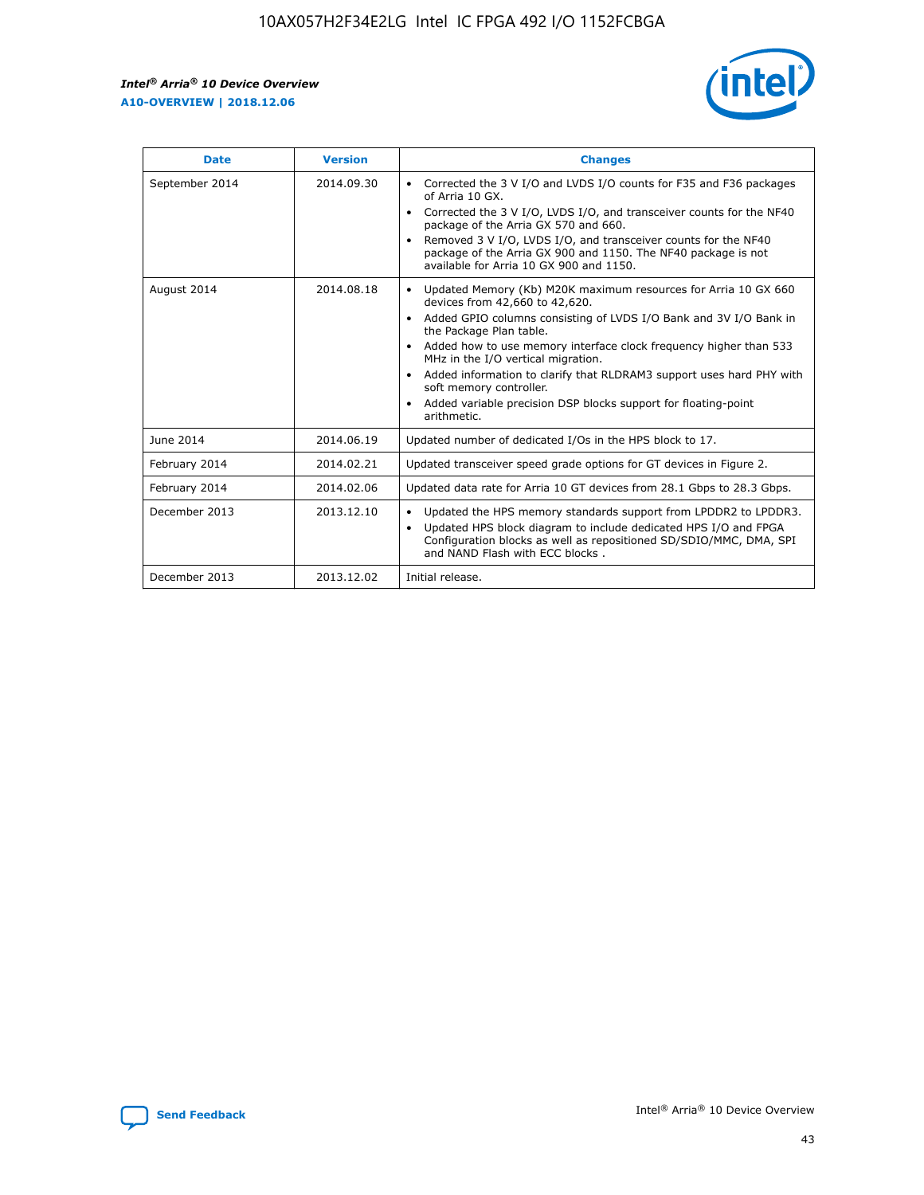| Date | Version | Changes |
| --- | --- | --- |
| September 2014 | 2014.09.30 | • Corrected the 3 V I/O and LVDS I/O counts for F35 and F36 packages of Arria 10 GX.<br>• Corrected the 3 V I/O, LVDS I/O, and transceiver counts for the NF40 package of the Arria GX 570 and 660.<br>• Removed 3 V I/O, LVDS I/O, and transceiver counts for the NF40 package of the Arria GX 900 and 1150. The NF40 package is not available for Arria 10 GX 900 and 1150. |
| August 2014 | 2014.08.18 | • Updated Memory (Kb) M20K maximum resources for Arria 10 GX 660 devices from 42,660 to 42,620.<br>• Added GPIO columns consisting of LVDS I/O Bank and 3V I/O Bank in the Package Plan table.<br>• Added how to use memory interface clock frequency higher than 533 MHz in the I/O vertical migration.<br>• Added information to clarify that RLDRAM3 support uses hard PHY with soft memory controller.<br>• Added variable precision DSP blocks support for floating-point arithmetic. |
| June 2014 | 2014.06.19 | Updated number of dedicated I/Os in the HPS block to 17. |
| February 2014 | 2014.02.21 | Updated transceiver speed grade options for GT devices in Figure 2. |
| February 2014 | 2014.02.06 | Updated data rate for Arria 10 GT devices from 28.1 Gbps to 28.3 Gbps. |
| December 2013 | 2013.12.10 | • Updated the HPS memory standards support from LPDDR2 to LPDDR3.<br>• Updated HPS block diagram to include dedicated HPS I/O and FPGA Configuration blocks as well as repositioned SD/SDIO/MMC, DMA, SPI and NAND Flash with ECC blocks . |
| December 2013 | 2013.12.02 | Initial release. |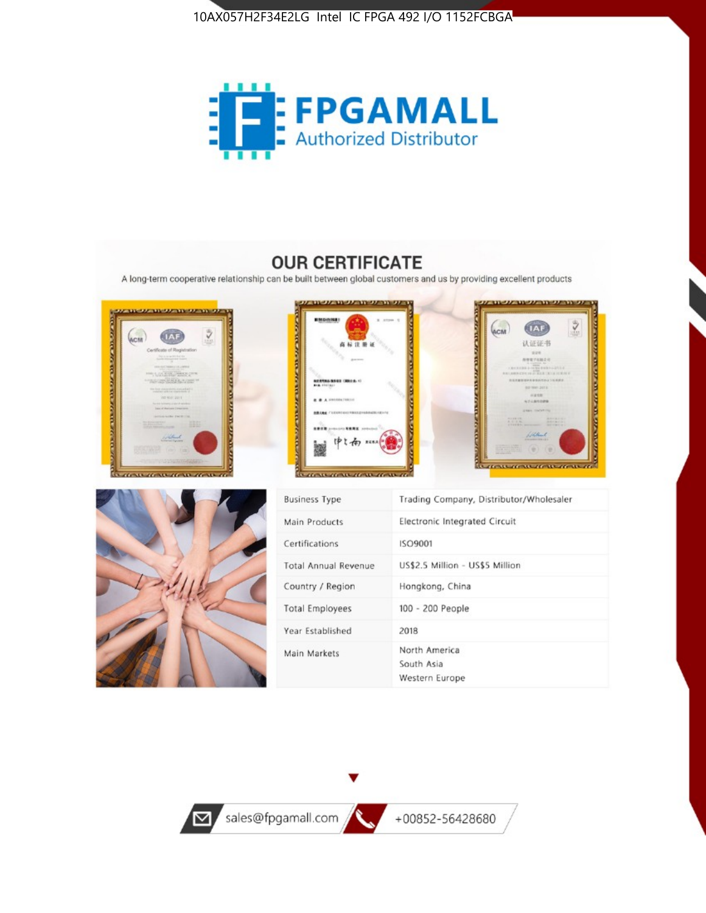FPGAMALL

Authorized Distributor

## OUR CERTIFICATE

A long-term cooperative relationship can be built between global customers and us by providing excellent products

| | |
|---|---|
| Business Type | Trading Company, Distributor/Wholesaler |
| Main Products | Electronic Integrated Circuit |
| Certifications | ISO9001 |
| Total Annual Revenue | US$2.5 Million - US$5 Million |
| Country / Region | Hongkong, China |
| Total Employees | 100 - 200 People |
| Year Established | 2018 |
| Main Markets | North America<br>South Asia<br>Western Europe |

sales@fpgamall.com

+00852-56428680